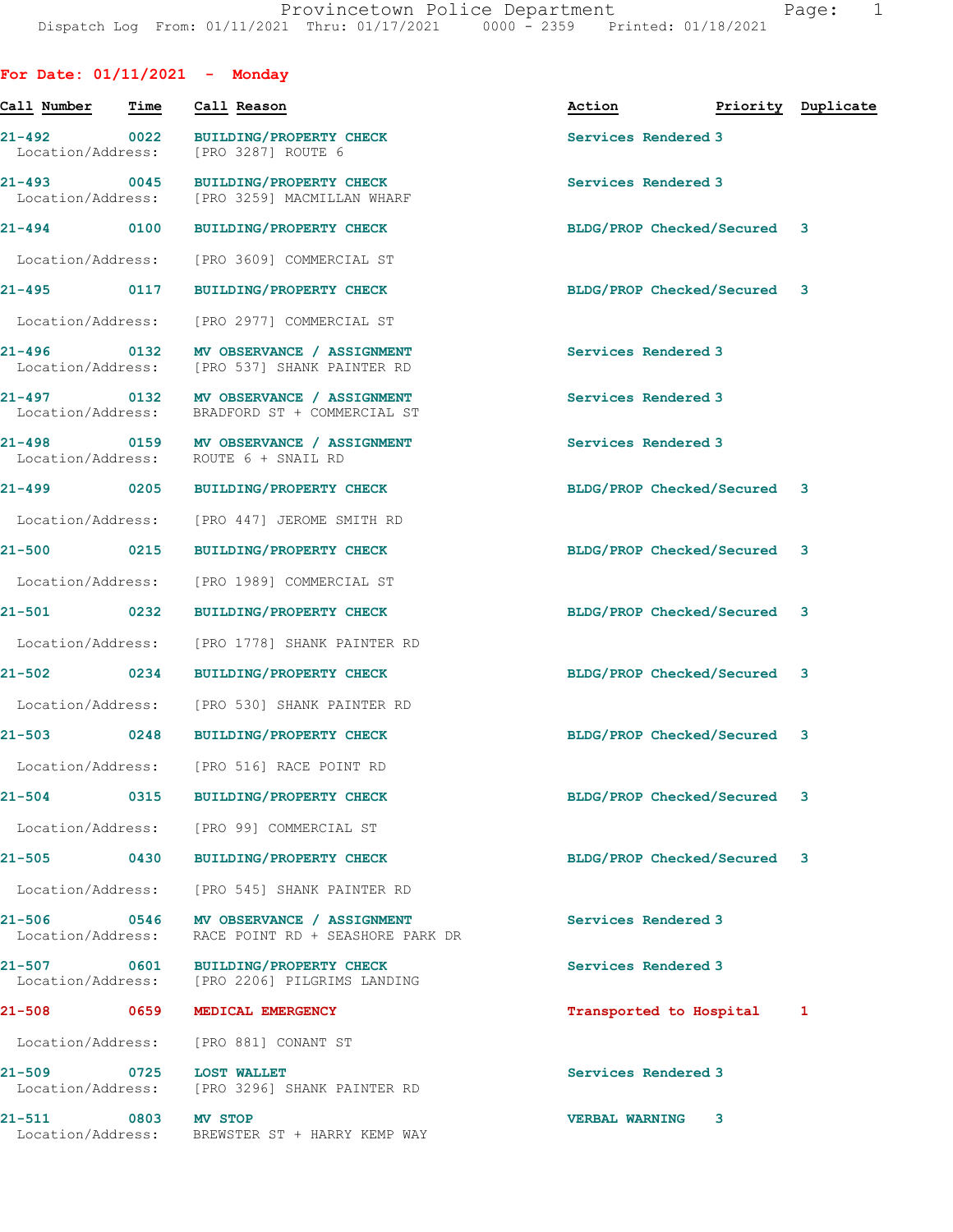Provincetown Police Department
Dispatch Log From: 01/11/2021 Thru: 01/17/2021 0000 - 2359 Printed: 01/18/2021

## For Date: 01/11/2021 - Monday

| Call Number | Time | Call Reason | Action | Priority | Duplicate |
|---|---|---|---|---|---|
| 21-492 | 0022 | BUILDING/PROPERTY CHECK | Services Rendered | 3 | |
| Location/Address: | | [PRO 3287] ROUTE 6 | | | |
| 21-493 | 0045 | BUILDING/PROPERTY CHECK | Services Rendered | 3 | |
| Location/Address: | | [PRO 3259] MACMILLAN WHARF | | | |
| 21-494 | 0100 | BUILDING/PROPERTY CHECK | BLDG/PROP Checked/Secured | 3 | |
| Location/Address: | | [PRO 3609] COMMERCIAL ST | | | |
| 21-495 | 0117 | BUILDING/PROPERTY CHECK | BLDG/PROP Checked/Secured | 3 | |
| Location/Address: | | [PRO 2977] COMMERCIAL ST | | | |
| 21-496 | 0132 | MV OBSERVANCE / ASSIGNMENT | Services Rendered | 3 | |
| Location/Address: | | [PRO 537] SHANK PAINTER RD | | | |
| 21-497 | 0132 | MV OBSERVANCE / ASSIGNMENT | Services Rendered | 3 | |
| Location/Address: | | BRADFORD ST + COMMERCIAL ST | | | |
| 21-498 | 0159 | MV OBSERVANCE / ASSIGNMENT | Services Rendered | 3 | |
| Location/Address: | | ROUTE 6 + SNAIL RD | | | |
| 21-499 | 0205 | BUILDING/PROPERTY CHECK | BLDG/PROP Checked/Secured | 3 | |
| Location/Address: | | [PRO 447] JEROME SMITH RD | | | |
| 21-500 | 0215 | BUILDING/PROPERTY CHECK | BLDG/PROP Checked/Secured | 3 | |
| Location/Address: | | [PRO 1989] COMMERCIAL ST | | | |
| 21-501 | 0232 | BUILDING/PROPERTY CHECK | BLDG/PROP Checked/Secured | 3 | |
| Location/Address: | | [PRO 1778] SHANK PAINTER RD | | | |
| 21-502 | 0234 | BUILDING/PROPERTY CHECK | BLDG/PROP Checked/Secured | 3 | |
| Location/Address: | | [PRO 530] SHANK PAINTER RD | | | |
| 21-503 | 0248 | BUILDING/PROPERTY CHECK | BLDG/PROP Checked/Secured | 3 | |
| Location/Address: | | [PRO 516] RACE POINT RD | | | |
| 21-504 | 0315 | BUILDING/PROPERTY CHECK | BLDG/PROP Checked/Secured | 3 | |
| Location/Address: | | [PRO 99] COMMERCIAL ST | | | |
| 21-505 | 0430 | BUILDING/PROPERTY CHECK | BLDG/PROP Checked/Secured | 3 | |
| Location/Address: | | [PRO 545] SHANK PAINTER RD | | | |
| 21-506 | 0546 | MV OBSERVANCE / ASSIGNMENT | Services Rendered | 3 | |
| Location/Address: | | RACE POINT RD + SEASHORE PARK DR | | | |
| 21-507 | 0601 | BUILDING/PROPERTY CHECK | Services Rendered | 3 | |
| Location/Address: | | [PRO 2206] PILGRIMS LANDING | | | |
| 21-508 | 0659 | MEDICAL EMERGENCY | Transported to Hospital | 1 | |
| Location/Address: | | [PRO 881] CONANT ST | | | |
| 21-509 | 0725 | LOST WALLET | Services Rendered | 3 | |
| Location/Address: | | [PRO 3296] SHANK PAINTER RD | | | |
| 21-511 | 0803 | MV STOP | VERBAL WARNING | 3 | |
| Location/Address: | | BREWSTER ST + HARRY KEMP WAY | | | |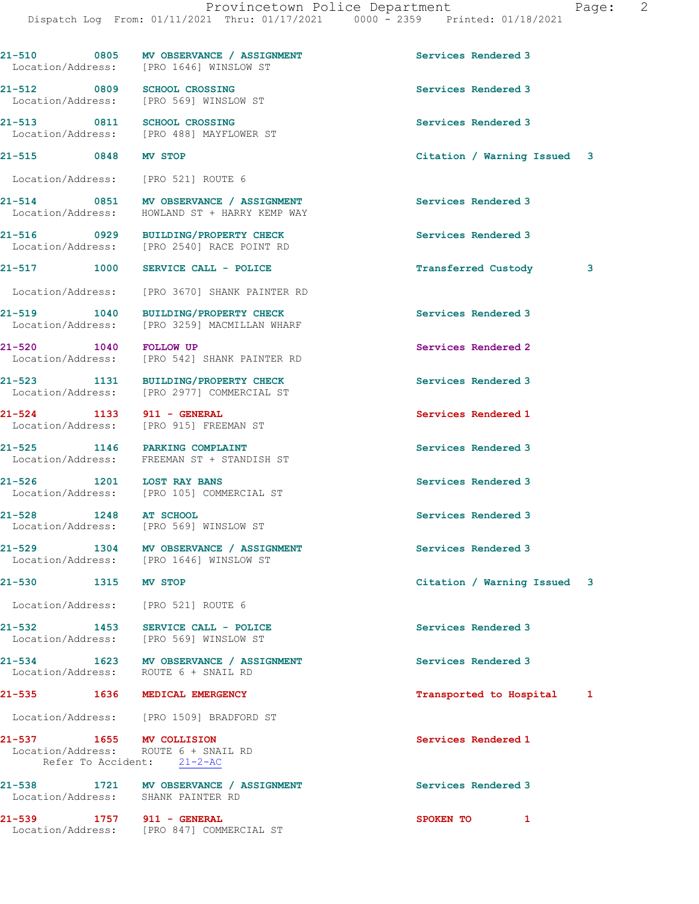| Call Number | Time | Call Reason | Action | Priority |
|---|---|---|---|---|
| 21-510 | 0805 | MV OBSERVANCE / ASSIGNMENT | Services Rendered | 3 |
| Location/Address: | | [PRO 1646] WINSLOW ST | | |
| 21-512 | 0809 | SCHOOL CROSSING | Services Rendered | 3 |
| Location/Address: | | [PRO 569] WINSLOW ST | | |
| 21-513 | 0811 | SCHOOL CROSSING | Services Rendered | 3 |
| Location/Address: | | [PRO 488] MAYFLOWER ST | | |
| 21-515 | 0848 | MV STOP | Citation / Warning Issued | 3 |
| Location/Address: | | [PRO 521] ROUTE 6 | | |
| 21-514 | 0851 | MV OBSERVANCE / ASSIGNMENT | Services Rendered | 3 |
| Location/Address: | | HOWLAND ST + HARRY KEMP WAY | | |
| 21-516 | 0929 | BUILDING/PROPERTY CHECK | Services Rendered | 3 |
| Location/Address: | | [PRO 2540] RACE POINT RD | | |
| 21-517 | 1000 | SERVICE CALL - POLICE | Transferred Custody | 3 |
| Location/Address: | | [PRO 3670] SHANK PAINTER RD | | |
| 21-519 | 1040 | BUILDING/PROPERTY CHECK | Services Rendered | 3 |
| Location/Address: | | [PRO 3259] MACMILLAN WHARF | | |
| 21-520 | 1040 | FOLLOW UP | Services Rendered | 2 |
| Location/Address: | | [PRO 542] SHANK PAINTER RD | | |
| 21-523 | 1131 | BUILDING/PROPERTY CHECK | Services Rendered | 3 |
| Location/Address: | | [PRO 2977] COMMERCIAL ST | | |
| 21-524 | 1133 | 911 - GENERAL | Services Rendered | 1 |
| Location/Address: | | [PRO 915] FREEMAN ST | | |
| 21-525 | 1146 | PARKING COMPLAINT | Services Rendered | 3 |
| Location/Address: | | FREEMAN ST + STANDISH ST | | |
| 21-526 | 1201 | LOST RAY BANS | Services Rendered | 3 |
| Location/Address: | | [PRO 105] COMMERCIAL ST | | |
| 21-528 | 1248 | AT SCHOOL | Services Rendered | 3 |
| Location/Address: | | [PRO 569] WINSLOW ST | | |
| 21-529 | 1304 | MV OBSERVANCE / ASSIGNMENT | Services Rendered | 3 |
| Location/Address: | | [PRO 1646] WINSLOW ST | | |
| 21-530 | 1315 | MV STOP | Citation / Warning Issued | 3 |
| Location/Address: | | [PRO 521] ROUTE 6 | | |
| 21-532 | 1453 | SERVICE CALL - POLICE | Services Rendered | 3 |
| Location/Address: | | [PRO 569] WINSLOW ST | | |
| 21-534 | 1623 | MV OBSERVANCE / ASSIGNMENT | Services Rendered | 3 |
| Location/Address: | | ROUTE 6 + SNAIL RD | | |
| 21-535 | 1636 | MEDICAL EMERGENCY | Transported to Hospital | 1 |
| Location/Address: | | [PRO 1509] BRADFORD ST | | |
| 21-537 | 1655 | MV COLLISION | Services Rendered | 1 |
| Location/Address: | | ROUTE 6 + SNAIL RD | | |
| Refer To Accident: | | 21-2-AC | | |
| 21-538 | 1721 | MV OBSERVANCE / ASSIGNMENT | Services Rendered | 3 |
| Location/Address: | | SHANK PAINTER RD | | |
| 21-539 | 1757 | 911 - GENERAL | SPOKEN TO | 1 |
| Location/Address: | | [PRO 847] COMMERCIAL ST | | |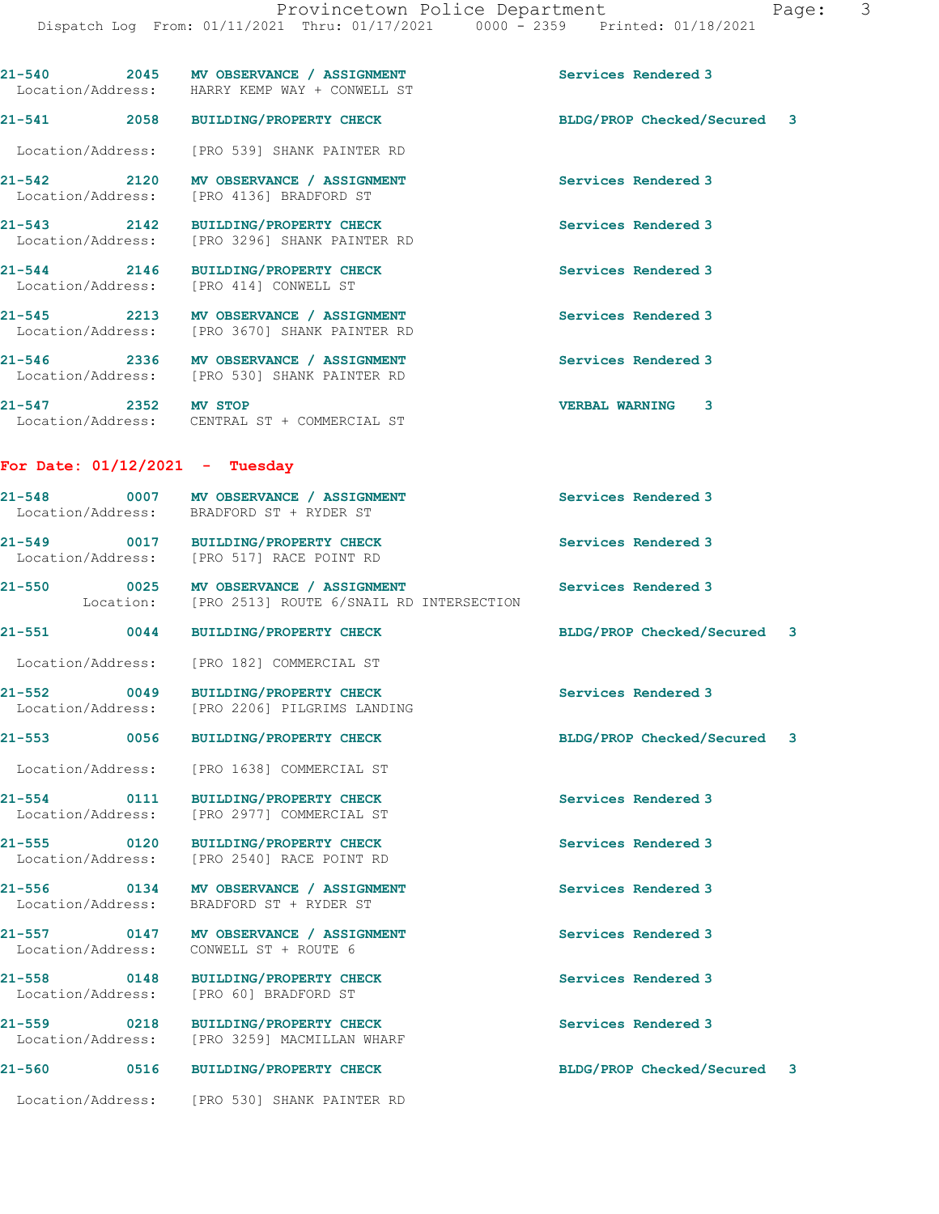21-540 2045 **MV OBSERVANCE / ASSIGNMENT** Services Rendered 3
Location/Address: HARRY KEMP WAY + CONWELL ST

21-541 2058 **BUILDING/PROPERTY CHECK** BLDG/PROP Checked/Secured 3
Location/Address: [PRO 539] SHANK PAINTER RD

21-542 2120 **MV OBSERVANCE / ASSIGNMENT** Services Rendered 3
Location/Address: [PRO 4136] BRADFORD ST

21-543 2142 **BUILDING/PROPERTY CHECK** Services Rendered 3
Location/Address: [PRO 3296] SHANK PAINTER RD

21-544 2146 **BUILDING/PROPERTY CHECK** Services Rendered 3
Location/Address: [PRO 414] CONWELL ST

21-545 2213 **MV OBSERVANCE / ASSIGNMENT** Services Rendered 3
Location/Address: [PRO 3670] SHANK PAINTER RD

21-546 2336 **MV OBSERVANCE / ASSIGNMENT** Services Rendered 3
Location/Address: [PRO 530] SHANK PAINTER RD

21-547 2352 **MV STOP** VERBAL WARNING 3
Location/Address: CENTRAL ST + COMMERCIAL ST

## For Date: 01/12/2021 - Tuesday

21-548 0007 **MV OBSERVANCE / ASSIGNMENT** Services Rendered 3
Location/Address: BRADFORD ST + RYDER ST

21-549 0017 **BUILDING/PROPERTY CHECK** Services Rendered 3
Location/Address: [PRO 517] RACE POINT RD

21-550 0025 **MV OBSERVANCE / ASSIGNMENT** Services Rendered 3
Location: [PRO 2513] ROUTE 6/SNAIL RD INTERSECTION

21-551 0044 **BUILDING/PROPERTY CHECK** BLDG/PROP Checked/Secured 3
Location/Address: [PRO 182] COMMERCIAL ST

21-552 0049 **BUILDING/PROPERTY CHECK** Services Rendered 3
Location/Address: [PRO 2206] PILGRIMS LANDING

21-553 0056 **BUILDING/PROPERTY CHECK** BLDG/PROP Checked/Secured 3
Location/Address: [PRO 1638] COMMERCIAL ST

21-554 0111 **BUILDING/PROPERTY CHECK** Services Rendered 3
Location/Address: [PRO 2977] COMMERCIAL ST

21-555 0120 **BUILDING/PROPERTY CHECK** Services Rendered 3
Location/Address: [PRO 2540] RACE POINT RD

21-556 0134 **MV OBSERVANCE / ASSIGNMENT** Services Rendered 3
Location/Address: BRADFORD ST + RYDER ST

21-557 0147 **MV OBSERVANCE / ASSIGNMENT** Services Rendered 3
Location/Address: CONWELL ST + ROUTE 6

21-558 0148 **BUILDING/PROPERTY CHECK** Services Rendered 3
Location/Address: [PRO 60] BRADFORD ST

21-559 0218 **BUILDING/PROPERTY CHECK** Services Rendered 3
Location/Address: [PRO 3259] MACMILLAN WHARF

21-560 0516 **BUILDING/PROPERTY CHECK** BLDG/PROP Checked/Secured 3
Location/Address: [PRO 530] SHANK PAINTER RD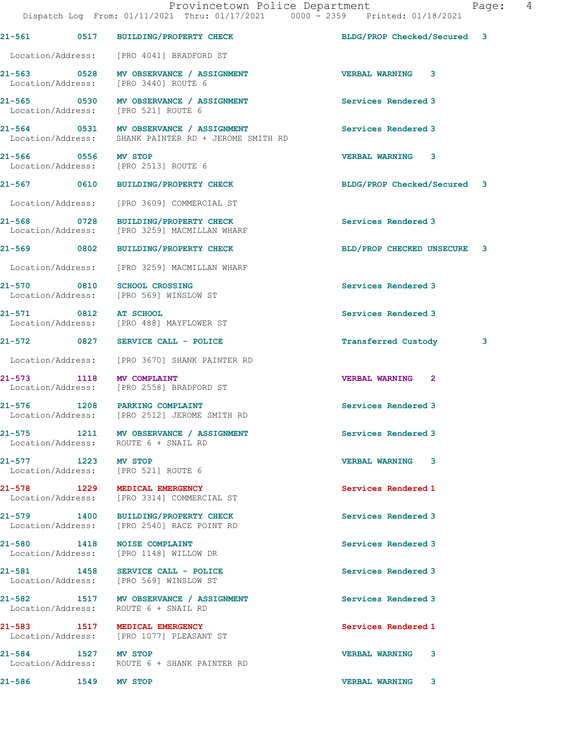| Call # | Time | Call Type | Disposition | Priority |
|---|---|---|---|---|
| 21-561 | 0517 | BUILDING/PROPERTY CHECK | BLDG/PROP Checked/Secured | 3 |
| Location/Address: | | [PRO 4041] BRADFORD ST | | |
| 21-563 | 0528 | MV OBSERVANCE / ASSIGNMENT | VERBAL WARNING | 3 |
| Location/Address: | | [PRO 3440] ROUTE 6 | | |
| 21-565 | 0530 | MV OBSERVANCE / ASSIGNMENT | Services Rendered | 3 |
| Location/Address: | | [PRO 521] ROUTE 6 | | |
| 21-564 | 0531 | MV OBSERVANCE / ASSIGNMENT | Services Rendered | 3 |
| Location/Address: | | SHANK PAINTER RD + JEROME SMITH RD | | |
| 21-566 | 0556 | MV STOP | VERBAL WARNING | 3 |
| Location/Address: | | [PRO 2513] ROUTE 6 | | |
| 21-567 | 0610 | BUILDING/PROPERTY CHECK | BLDG/PROP Checked/Secured | 3 |
| Location/Address: | | [PRO 3609] COMMERCIAL ST | | |
| 21-568 | 0728 | BUILDING/PROPERTY CHECK | Services Rendered | 3 |
| Location/Address: | | [PRO 3259] MACMILLAN WHARF | | |
| 21-569 | 0802 | BUILDING/PROPERTY CHECK | BLD/PROP CHECKED UNSECURE | 3 |
| Location/Address: | | [PRO 3259] MACMILLAN WHARF | | |
| 21-570 | 0810 | SCHOOL CROSSING | Services Rendered | 3 |
| Location/Address: | | [PRO 569] WINSLOW ST | | |
| 21-571 | 0812 | AT SCHOOL | Services Rendered | 3 |
| Location/Address: | | [PRO 488] MAYFLOWER ST | | |
| 21-572 | 0827 | SERVICE CALL - POLICE | Transferred Custody | 3 |
| Location/Address: | | [PRO 3670] SHANK PAINTER RD | | |
| 21-573 | 1118 | MV COMPLAINT | VERBAL WARNING | 2 |
| Location/Address: | | [PRO 2558] BRADFORD ST | | |
| 21-576 | 1208 | PARKING COMPLAINT | Services Rendered | 3 |
| Location/Address: | | [PRO 2512] JEROME SMITH RD | | |
| 21-575 | 1211 | MV OBSERVANCE / ASSIGNMENT | Services Rendered | 3 |
| Location/Address: | | ROUTE 6 + SNAIL RD | | |
| 21-577 | 1223 | MV STOP | VERBAL WARNING | 3 |
| Location/Address: | | [PRO 521] ROUTE 6 | | |
| 21-578 | 1229 | MEDICAL EMERGENCY | Services Rendered | 1 |
| Location/Address: | | [PRO 3314] COMMERCIAL ST | | |
| 21-579 | 1400 | BUILDING/PROPERTY CHECK | Services Rendered | 3 |
| Location/Address: | | [PRO 2540] RACE POINT RD | | |
| 21-580 | 1418 | NOISE COMPLAINT | Services Rendered | 3 |
| Location/Address: | | [PRO 1148] WILLOW DR | | |
| 21-581 | 1458 | SERVICE CALL - POLICE | Services Rendered | 3 |
| Location/Address: | | [PRO 569] WINSLOW ST | | |
| 21-582 | 1517 | MV OBSERVANCE / ASSIGNMENT | Services Rendered | 3 |
| Location/Address: | | ROUTE 6 + SNAIL RD | | |
| 21-583 | 1517 | MEDICAL EMERGENCY | Services Rendered | 1 |
| Location/Address: | | [PRO 1077] PLEASANT ST | | |
| 21-584 | 1527 | MV STOP | VERBAL WARNING | 3 |
| Location/Address: | | ROUTE 6 + SHANK PAINTER RD | | |
| 21-586 | 1549 | MV STOP | VERBAL WARNING | 3 |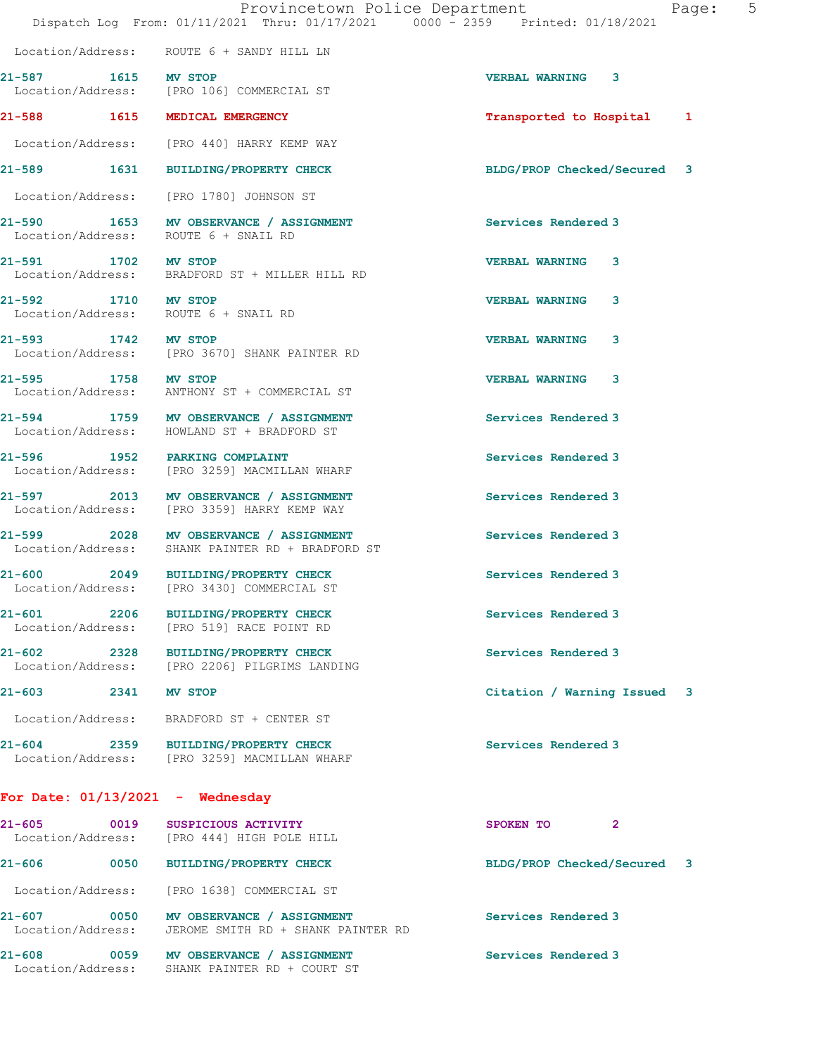Location/Address: ROUTE 6 + SANDY HILL LN

| Call # | Time | Call Reason | Action | Priority |
|---|---|---|---|---|
| 21-587 | 1615 | MV STOP | VERBAL WARNING | 3 |
| | | Location/Address: [PRO 106] COMMERCIAL ST | | |
| 21-588 | 1615 | MEDICAL EMERGENCY | Transported to Hospital | 1 |
| | | Location/Address: [PRO 440] HARRY KEMP WAY | | |
| 21-589 | 1631 | BUILDING/PROPERTY CHECK | BLDG/PROP Checked/Secured | 3 |
| | | Location/Address: [PRO 1780] JOHNSON ST | | |
| 21-590 | 1653 | MV OBSERVANCE / ASSIGNMENT | Services Rendered | 3 |
| | | Location/Address: ROUTE 6 + SNAIL RD | | |
| 21-591 | 1702 | MV STOP | VERBAL WARNING | 3 |
| | | Location/Address: BRADFORD ST + MILLER HILL RD | | |
| 21-592 | 1710 | MV STOP | VERBAL WARNING | 3 |
| | | Location/Address: ROUTE 6 + SNAIL RD | | |
| 21-593 | 1742 | MV STOP | VERBAL WARNING | 3 |
| | | Location/Address: [PRO 3670] SHANK PAINTER RD | | |
| 21-595 | 1758 | MV STOP | VERBAL WARNING | 3 |
| | | Location/Address: ANTHONY ST + COMMERCIAL ST | | |
| 21-594 | 1759 | MV OBSERVANCE / ASSIGNMENT | Services Rendered | 3 |
| | | Location/Address: HOWLAND ST + BRADFORD ST | | |
| 21-596 | 1952 | PARKING COMPLAINT | Services Rendered | 3 |
| | | Location/Address: [PRO 3259] MACMILLAN WHARF | | |
| 21-597 | 2013 | MV OBSERVANCE / ASSIGNMENT | Services Rendered | 3 |
| | | Location/Address: [PRO 3359] HARRY KEMP WAY | | |
| 21-599 | 2028 | MV OBSERVANCE / ASSIGNMENT | Services Rendered | 3 |
| | | Location/Address: SHANK PAINTER RD + BRADFORD ST | | |
| 21-600 | 2049 | BUILDING/PROPERTY CHECK | Services Rendered | 3 |
| | | Location/Address: [PRO 3430] COMMERCIAL ST | | |
| 21-601 | 2206 | BUILDING/PROPERTY CHECK | Services Rendered | 3 |
| | | Location/Address: [PRO 519] RACE POINT RD | | |
| 21-602 | 2328 | BUILDING/PROPERTY CHECK | Services Rendered | 3 |
| | | Location/Address: [PRO 2206] PILGRIMS LANDING | | |
| 21-603 | 2341 | MV STOP | Citation / Warning Issued | 3 |
| | | Location/Address: BRADFORD ST + CENTER ST | | |
| 21-604 | 2359 | BUILDING/PROPERTY CHECK | Services Rendered | 3 |
| | | Location/Address: [PRO 3259] MACMILLAN WHARF | | |

## For Date: 01/13/2021 - Wednesday

| Call # | Time | Call Reason | Action | Priority |
|---|---|---|---|---|
| 21-605 | 0019 | SUSPICIOUS ACTIVITY | SPOKEN TO | 2 |
| | | Location/Address: [PRO 444] HIGH POLE HILL | | |
| 21-606 | 0050 | BUILDING/PROPERTY CHECK | BLDG/PROP Checked/Secured | 3 |
| | | Location/Address: [PRO 1638] COMMERCIAL ST | | |
| 21-607 | 0050 | MV OBSERVANCE / ASSIGNMENT | Services Rendered | 3 |
| | | Location/Address: JEROME SMITH RD + SHANK PAINTER RD | | |
| 21-608 | 0059 | MV OBSERVANCE / ASSIGNMENT | Services Rendered | 3 |
| | | Location/Address: SHANK PAINTER RD + COURT ST | | |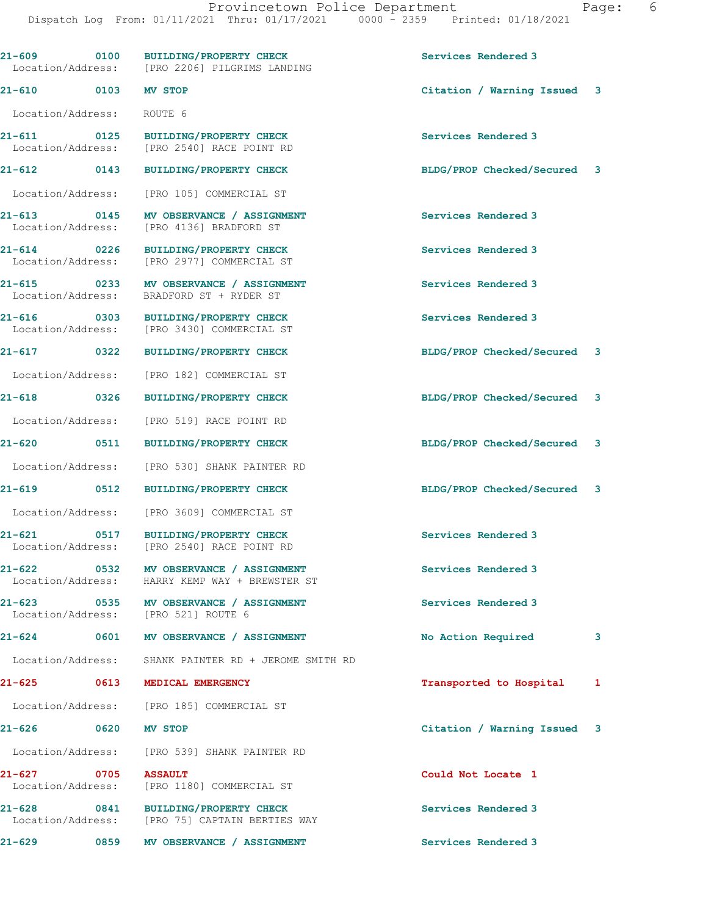21-609 0100 BUILDING/PROPERTY CHECK Services Rendered 3
Location/Address: [PRO 2206] PILGRIMS LANDING

21-610 0103 MV STOP Citation / Warning Issued 3
Location/Address: ROUTE 6

21-611 0125 BUILDING/PROPERTY CHECK Services Rendered 3
Location/Address: [PRO 2540] RACE POINT RD

21-612 0143 BUILDING/PROPERTY CHECK BLDG/PROP Checked/Secured 3
Location/Address: [PRO 105] COMMERCIAL ST

21-613 0145 MV OBSERVANCE / ASSIGNMENT Services Rendered 3
Location/Address: [PRO 4136] BRADFORD ST

21-614 0226 BUILDING/PROPERTY CHECK Services Rendered 3
Location/Address: [PRO 2977] COMMERCIAL ST

21-615 0233 MV OBSERVANCE / ASSIGNMENT Services Rendered 3
Location/Address: BRADFORD ST + RYDER ST

21-616 0303 BUILDING/PROPERTY CHECK Services Rendered 3
Location/Address: [PRO 3430] COMMERCIAL ST

21-617 0322 BUILDING/PROPERTY CHECK BLDG/PROP Checked/Secured 3
Location/Address: [PRO 182] COMMERCIAL ST

21-618 0326 BUILDING/PROPERTY CHECK BLDG/PROP Checked/Secured 3
Location/Address: [PRO 519] RACE POINT RD

21-620 0511 BUILDING/PROPERTY CHECK BLDG/PROP Checked/Secured 3
Location/Address: [PRO 530] SHANK PAINTER RD

21-619 0512 BUILDING/PROPERTY CHECK BLDG/PROP Checked/Secured 3
Location/Address: [PRO 3609] COMMERCIAL ST

21-621 0517 BUILDING/PROPERTY CHECK Services Rendered 3
Location/Address: [PRO 2540] RACE POINT RD

21-622 0532 MV OBSERVANCE / ASSIGNMENT Services Rendered 3
Location/Address: HARRY KEMP WAY + BREWSTER ST

21-623 0535 MV OBSERVANCE / ASSIGNMENT Services Rendered 3
Location/Address: [PRO 521] ROUTE 6

21-624 0601 MV OBSERVANCE / ASSIGNMENT No Action Required 3
Location/Address: SHANK PAINTER RD + JEROME SMITH RD

21-625 0613 MEDICAL EMERGENCY Transported to Hospital 1
Location/Address: [PRO 185] COMMERCIAL ST

21-626 0620 MV STOP Citation / Warning Issued 3
Location/Address: [PRO 539] SHANK PAINTER RD

21-627 0705 ASSAULT Could Not Locate 1
Location/Address: [PRO 1180] COMMERCIAL ST

21-628 0841 BUILDING/PROPERTY CHECK Services Rendered 3
Location/Address: [PRO 75] CAPTAIN BERTIES WAY

21-629 0859 MV OBSERVANCE / ASSIGNMENT Services Rendered 3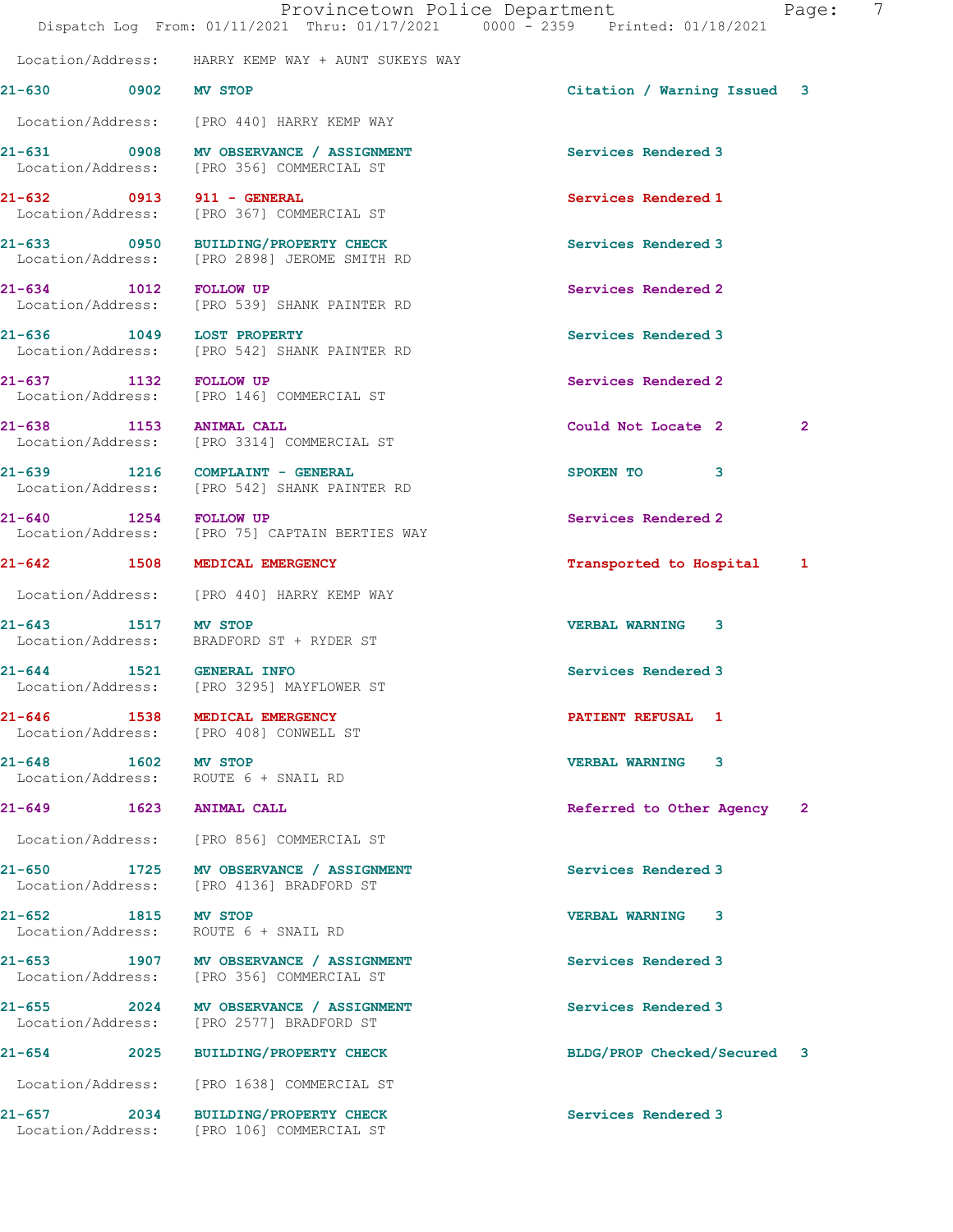Location/Address: HARRY KEMP WAY + AUNT SUKEYS WAY

| Call # | Time | Call Type | Disposition | Priority |
|---|---|---|---|---|
| 21-630 | 0902 | MV STOP | Citation / Warning Issued | 3 |
| | | Location/Address: [PRO 440] HARRY KEMP WAY | | |
| 21-631 | 0908 | MV OBSERVANCE / ASSIGNMENT | Services Rendered | 3 |
| | | Location/Address: [PRO 356] COMMERCIAL ST | | |
| 21-632 | 0913 | 911 - GENERAL | Services Rendered | 1 |
| | | Location/Address: [PRO 367] COMMERCIAL ST | | |
| 21-633 | 0950 | BUILDING/PROPERTY CHECK | Services Rendered | 3 |
| | | Location/Address: [PRO 2898] JEROME SMITH RD | | |
| 21-634 | 1012 | FOLLOW UP | Services Rendered | 2 |
| | | Location/Address: [PRO 539] SHANK PAINTER RD | | |
| 21-636 | 1049 | LOST PROPERTY | Services Rendered | 3 |
| | | Location/Address: [PRO 542] SHANK PAINTER RD | | |
| 21-637 | 1132 | FOLLOW UP | Services Rendered | 2 |
| | | Location/Address: [PRO 146] COMMERCIAL ST | | |
| 21-638 | 1153 | ANIMAL CALL | Could Not Locate 2 | 2 |
| | | Location/Address: [PRO 3314] COMMERCIAL ST | | |
| 21-639 | 1216 | COMPLAINT - GENERAL | SPOKEN TO | 3 |
| | | Location/Address: [PRO 542] SHANK PAINTER RD | | |
| 21-640 | 1254 | FOLLOW UP | Services Rendered | 2 |
| | | Location/Address: [PRO 75] CAPTAIN BERTIES WAY | | |
| 21-642 | 1508 | MEDICAL EMERGENCY | Transported to Hospital | 1 |
| | | Location/Address: [PRO 440] HARRY KEMP WAY | | |
| 21-643 | 1517 | MV STOP | VERBAL WARNING | 3 |
| | | Location/Address: BRADFORD ST + RYDER ST | | |
| 21-644 | 1521 | GENERAL INFO | Services Rendered | 3 |
| | | Location/Address: [PRO 3295] MAYFLOWER ST | | |
| 21-646 | 1538 | MEDICAL EMERGENCY | PATIENT REFUSAL | 1 |
| | | Location/Address: [PRO 408] CONWELL ST | | |
| 21-648 | 1602 | MV STOP | VERBAL WARNING | 3 |
| | | Location/Address: ROUTE 6 + SNAIL RD | | |
| 21-649 | 1623 | ANIMAL CALL | Referred to Other Agency | 2 |
| | | Location/Address: [PRO 856] COMMERCIAL ST | | |
| 21-650 | 1725 | MV OBSERVANCE / ASSIGNMENT | Services Rendered | 3 |
| | | Location/Address: [PRO 4136] BRADFORD ST | | |
| 21-652 | 1815 | MV STOP | VERBAL WARNING | 3 |
| | | Location/Address: ROUTE 6 + SNAIL RD | | |
| 21-653 | 1907 | MV OBSERVANCE / ASSIGNMENT | Services Rendered | 3 |
| | | Location/Address: [PRO 356] COMMERCIAL ST | | |
| 21-655 | 2024 | MV OBSERVANCE / ASSIGNMENT | Services Rendered | 3 |
| | | Location/Address: [PRO 2577] BRADFORD ST | | |
| 21-654 | 2025 | BUILDING/PROPERTY CHECK | BLDG/PROP Checked/Secured | 3 |
| | | Location/Address: [PRO 1638] COMMERCIAL ST | | |
| 21-657 | 2034 | BUILDING/PROPERTY CHECK | Services Rendered | 3 |
| | | Location/Address: [PRO 106] COMMERCIAL ST | | |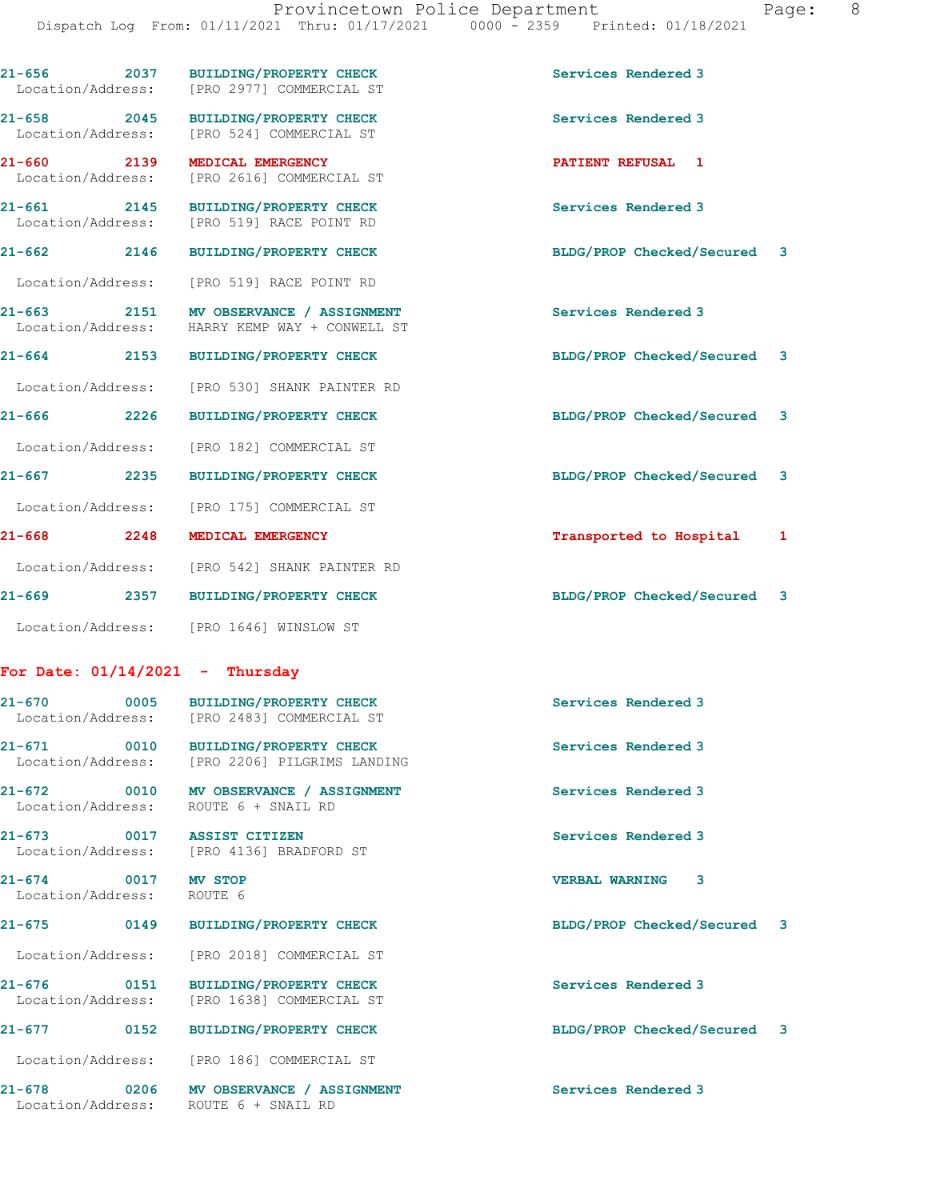21-656 2037 BUILDING/PROPERTY CHECK Services Rendered 3
Location/Address: [PRO 2977] COMMERCIAL ST

21-658 2045 BUILDING/PROPERTY CHECK Services Rendered 3
Location/Address: [PRO 524] COMMERCIAL ST

21-660 2139 MEDICAL EMERGENCY PATIENT REFUSAL 1
Location/Address: [PRO 2616] COMMERCIAL ST

21-661 2145 BUILDING/PROPERTY CHECK Services Rendered 3
Location/Address: [PRO 519] RACE POINT RD

21-662 2146 BUILDING/PROPERTY CHECK BLDG/PROP Checked/Secured 3
Location/Address: [PRO 519] RACE POINT RD

21-663 2151 MV OBSERVANCE / ASSIGNMENT Services Rendered 3
Location/Address: HARRY KEMP WAY + CONWELL ST

21-664 2153 BUILDING/PROPERTY CHECK BLDG/PROP Checked/Secured 3
Location/Address: [PRO 530] SHANK PAINTER RD

21-666 2226 BUILDING/PROPERTY CHECK BLDG/PROP Checked/Secured 3
Location/Address: [PRO 182] COMMERCIAL ST

21-667 2235 BUILDING/PROPERTY CHECK BLDG/PROP Checked/Secured 3
Location/Address: [PRO 175] COMMERCIAL ST

21-668 2248 MEDICAL EMERGENCY Transported to Hospital 1
Location/Address: [PRO 542] SHANK PAINTER RD

21-669 2357 BUILDING/PROPERTY CHECK BLDG/PROP Checked/Secured 3
Location/Address: [PRO 1646] WINSLOW ST

**For Date: 01/14/2021 - Thursday**

21-670 0005 BUILDING/PROPERTY CHECK Services Rendered 3
Location/Address: [PRO 2483] COMMERCIAL ST

21-671 0010 BUILDING/PROPERTY CHECK Services Rendered 3
Location/Address: [PRO 2206] PILGRIMS LANDING

21-672 0010 MV OBSERVANCE / ASSIGNMENT Services Rendered 3
Location/Address: ROUTE 6 + SNAIL RD

21-673 0017 ASSIST CITIZEN Services Rendered 3
Location/Address: [PRO 4136] BRADFORD ST

21-674 0017 MV STOP VERBAL WARNING 3
Location/Address: ROUTE 6

21-675 0149 BUILDING/PROPERTY CHECK BLDG/PROP Checked/Secured 3
Location/Address: [PRO 2018] COMMERCIAL ST

21-676 0151 BUILDING/PROPERTY CHECK Services Rendered 3
Location/Address: [PRO 1638] COMMERCIAL ST

21-677 0152 BUILDING/PROPERTY CHECK BLDG/PROP Checked/Secured 3
Location/Address: [PRO 186] COMMERCIAL ST

21-678 0206 MV OBSERVANCE / ASSIGNMENT Services Rendered 3
Location/Address: ROUTE 6 + SNAIL RD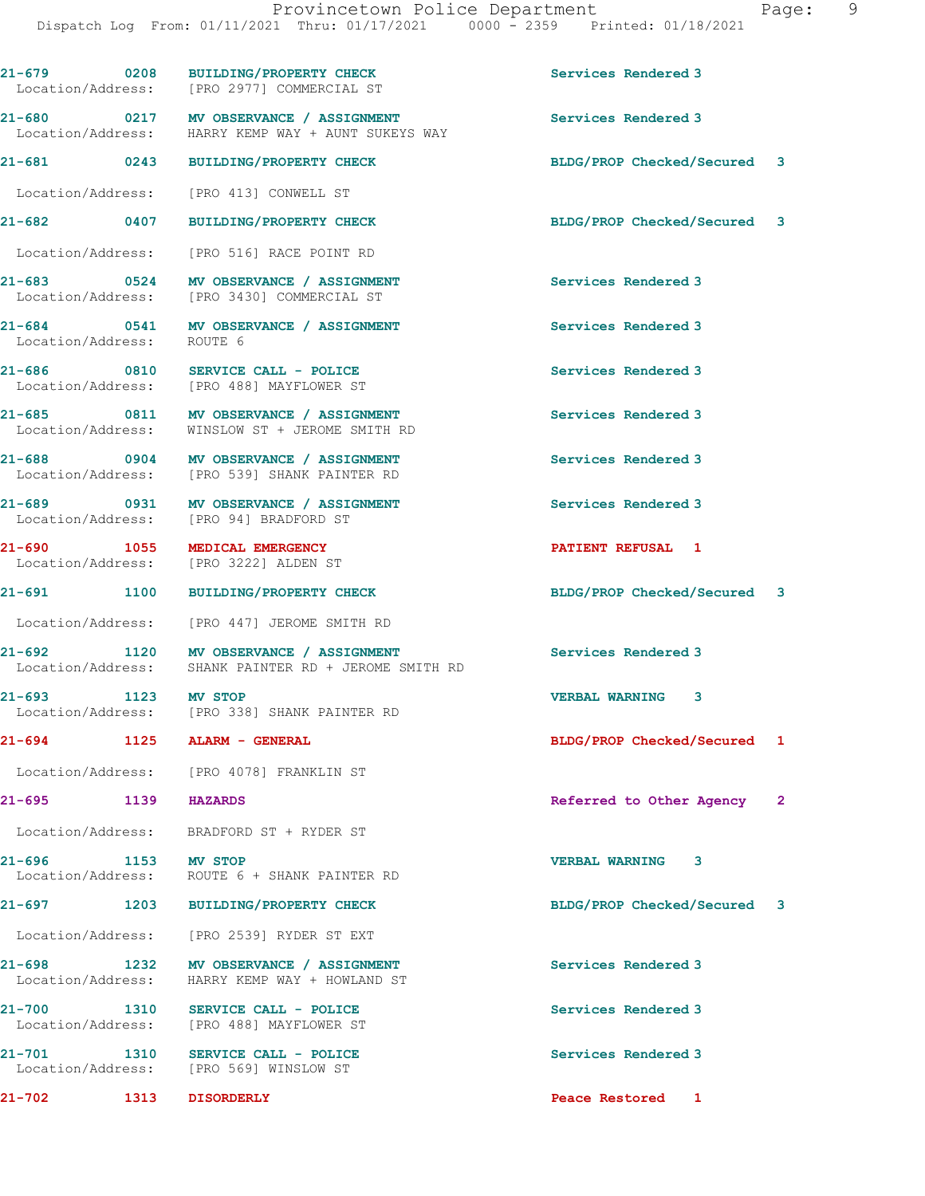21-679 0208 BUILDING/PROPERTY CHECK Services Rendered 3
Location/Address: [PRO 2977] COMMERCIAL ST

21-680 0217 MV OBSERVANCE / ASSIGNMENT Services Rendered 3
Location/Address: HARRY KEMP WAY + AUNT SUKEYS WAY

21-681 0243 BUILDING/PROPERTY CHECK BLDG/PROP Checked/Secured 3
Location/Address: [PRO 413] CONWELL ST

21-682 0407 BUILDING/PROPERTY CHECK BLDG/PROP Checked/Secured 3
Location/Address: [PRO 516] RACE POINT RD

21-683 0524 MV OBSERVANCE / ASSIGNMENT Services Rendered 3
Location/Address: [PRO 3430] COMMERCIAL ST

21-684 0541 MV OBSERVANCE / ASSIGNMENT Services Rendered 3
Location/Address: ROUTE 6

21-686 0810 SERVICE CALL - POLICE Services Rendered 3
Location/Address: [PRO 488] MAYFLOWER ST

21-685 0811 MV OBSERVANCE / ASSIGNMENT Services Rendered 3
Location/Address: WINSLOW ST + JEROME SMITH RD

21-688 0904 MV OBSERVANCE / ASSIGNMENT Services Rendered 3
Location/Address: [PRO 539] SHANK PAINTER RD

21-689 0931 MV OBSERVANCE / ASSIGNMENT Services Rendered 3
Location/Address: [PRO 94] BRADFORD ST

21-690 1055 MEDICAL EMERGENCY PATIENT REFUSAL 1
Location/Address: [PRO 3222] ALDEN ST

21-691 1100 BUILDING/PROPERTY CHECK BLDG/PROP Checked/Secured 3
Location/Address: [PRO 447] JEROME SMITH RD

21-692 1120 MV OBSERVANCE / ASSIGNMENT Services Rendered 3
Location/Address: SHANK PAINTER RD + JEROME SMITH RD

21-693 1123 MV STOP VERBAL WARNING 3
Location/Address: [PRO 338] SHANK PAINTER RD

21-694 1125 ALARM - GENERAL BLDG/PROP Checked/Secured 1
Location/Address: [PRO 4078] FRANKLIN ST

21-695 1139 HAZARDS Referred to Other Agency 2
Location/Address: BRADFORD ST + RYDER ST

21-696 1153 MV STOP VERBAL WARNING 3
Location/Address: ROUTE 6 + SHANK PAINTER RD

21-697 1203 BUILDING/PROPERTY CHECK BLDG/PROP Checked/Secured 3
Location/Address: [PRO 2539] RYDER ST EXT

21-698 1232 MV OBSERVANCE / ASSIGNMENT Services Rendered 3
Location/Address: HARRY KEMP WAY + HOWLAND ST

21-700 1310 SERVICE CALL - POLICE Services Rendered 3
Location/Address: [PRO 488] MAYFLOWER ST

21-701 1310 SERVICE CALL - POLICE Services Rendered 3
Location/Address: [PRO 569] WINSLOW ST

21-702 1313 DISORDERLY Peace Restored 1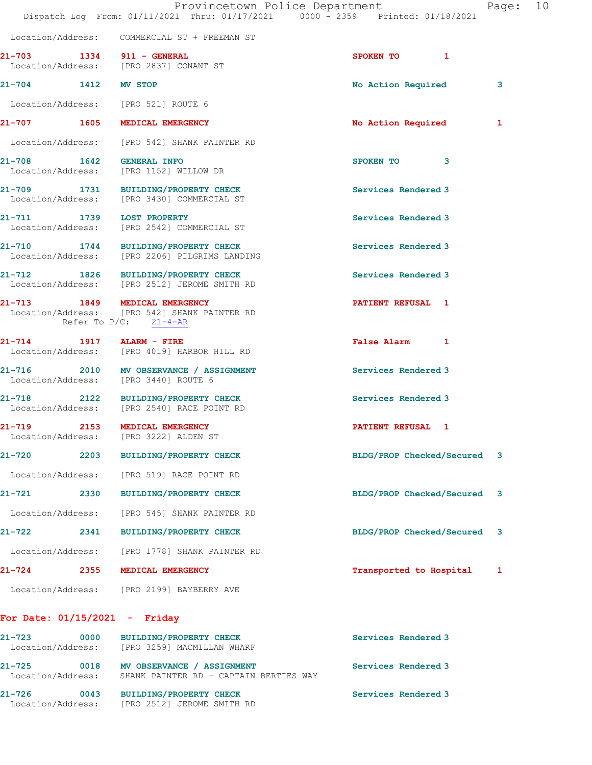Location/Address: COMMERCIAL ST + FREEMAN ST

**21-703** 1334 **911 - GENERAL** SPOKEN TO 1
Location/Address: [PRO 2837] CONANT ST

**21-704** 1412 **MV STOP** No Action Required 3
Location/Address: [PRO 521] ROUTE 6

**21-707** 1605 **MEDICAL EMERGENCY** No Action Required 1
Location/Address: [PRO 542] SHANK PAINTER RD

**21-708** 1642 **GENERAL INFO** SPOKEN TO 3
Location/Address: [PRO 1152] WILLOW DR

**21-709** 1731 **BUILDING/PROPERTY CHECK** Services Rendered 3
Location/Address: [PRO 3430] COMMERCIAL ST

**21-711** 1739 **LOST PROPERTY** Services Rendered 3
Location/Address: [PRO 2542] COMMERCIAL ST

**21-710** 1744 **BUILDING/PROPERTY CHECK** Services Rendered 3
Location/Address: [PRO 2206] PILGRIMS LANDING

**21-712** 1826 **BUILDING/PROPERTY CHECK** Services Rendered 3
Location/Address: [PRO 2512] JEROME SMITH RD

**21-713** 1849 **MEDICAL EMERGENCY** PATIENT REFUSAL 1
Location/Address: [PRO 542] SHANK PAINTER RD
Refer To P/C: 21-4-AR

**21-714** 1917 **ALARM - FIRE** False Alarm 1
Location/Address: [PRO 4019] HARBOR HILL RD

**21-716** 2010 **MV OBSERVANCE / ASSIGNMENT** Services Rendered 3
Location/Address: [PRO 3440] ROUTE 6

**21-718** 2122 **BUILDING/PROPERTY CHECK** Services Rendered 3
Location/Address: [PRO 2540] RACE POINT RD

**21-719** 2153 **MEDICAL EMERGENCY** PATIENT REFUSAL 1
Location/Address: [PRO 3222] ALDEN ST

**21-720** 2203 **BUILDING/PROPERTY CHECK** BLDG/PROP Checked/Secured 3
Location/Address: [PRO 519] RACE POINT RD

**21-721** 2330 **BUILDING/PROPERTY CHECK** BLDG/PROP Checked/Secured 3
Location/Address: [PRO 545] SHANK PAINTER RD

**21-722** 2341 **BUILDING/PROPERTY CHECK** BLDG/PROP Checked/Secured 3
Location/Address: [PRO 1778] SHANK PAINTER RD

**21-724** 2355 **MEDICAL EMERGENCY** Transported to Hospital 1
Location/Address: [PRO 2199] BAYBERRY AVE

## For Date: 01/15/2021 - Friday

**21-723** 0000 **BUILDING/PROPERTY CHECK** Services Rendered 3
Location/Address: [PRO 3259] MACMILLAN WHARF

**21-725** 0018 **MV OBSERVANCE / ASSIGNMENT** Services Rendered 3
Location/Address: SHANK PAINTER RD + CAPTAIN BERTIES WAY

**21-726** 0043 **BUILDING/PROPERTY CHECK** Services Rendered 3
Location/Address: [PRO 2512] JEROME SMITH RD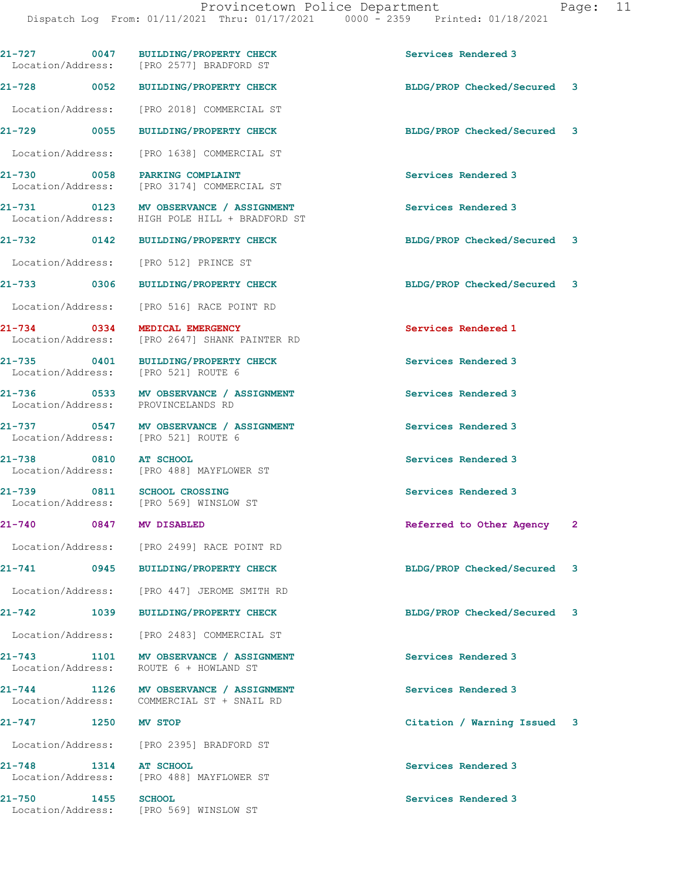| Call # | Time | Call Reason | Action | Priority |
|---|---|---|---|---|
| 21-727 | 0047 | BUILDING/PROPERTY CHECK | Services Rendered | 3 |
| | | Location/Address: [PRO 2577] BRADFORD ST | | |
| 21-728 | 0052 | BUILDING/PROPERTY CHECK | BLDG/PROP Checked/Secured | 3 |
| | | Location/Address: [PRO 2018] COMMERCIAL ST | | |
| 21-729 | 0055 | BUILDING/PROPERTY CHECK | BLDG/PROP Checked/Secured | 3 |
| | | Location/Address: [PRO 1638] COMMERCIAL ST | | |
| 21-730 | 0058 | PARKING COMPLAINT | Services Rendered | 3 |
| | | Location/Address: [PRO 3174] COMMERCIAL ST | | |
| 21-731 | 0123 | MV OBSERVANCE / ASSIGNMENT | Services Rendered | 3 |
| | | Location/Address: HIGH POLE HILL + BRADFORD ST | | |
| 21-732 | 0142 | BUILDING/PROPERTY CHECK | BLDG/PROP Checked/Secured | 3 |
| | | Location/Address: [PRO 512] PRINCE ST | | |
| 21-733 | 0306 | BUILDING/PROPERTY CHECK | BLDG/PROP Checked/Secured | 3 |
| | | Location/Address: [PRO 516] RACE POINT RD | | |
| 21-734 | 0334 | MEDICAL EMERGENCY | Services Rendered | 1 |
| | | Location/Address: [PRO 2647] SHANK PAINTER RD | | |
| 21-735 | 0401 | BUILDING/PROPERTY CHECK | Services Rendered | 3 |
| | | Location/Address: [PRO 521] ROUTE 6 | | |
| 21-736 | 0533 | MV OBSERVANCE / ASSIGNMENT | Services Rendered | 3 |
| | | Location/Address: PROVINCELANDS RD | | |
| 21-737 | 0547 | MV OBSERVANCE / ASSIGNMENT | Services Rendered | 3 |
| | | Location/Address: [PRO 521] ROUTE 6 | | |
| 21-738 | 0810 | AT SCHOOL | Services Rendered | 3 |
| | | Location/Address: [PRO 488] MAYFLOWER ST | | |
| 21-739 | 0811 | SCHOOL CROSSING | Services Rendered | 3 |
| | | Location/Address: [PRO 569] WINSLOW ST | | |
| 21-740 | 0847 | MV DISABLED | Referred to Other Agency | 2 |
| | | Location/Address: [PRO 2499] RACE POINT RD | | |
| 21-741 | 0945 | BUILDING/PROPERTY CHECK | BLDG/PROP Checked/Secured | 3 |
| | | Location/Address: [PRO 447] JEROME SMITH RD | | |
| 21-742 | 1039 | BUILDING/PROPERTY CHECK | BLDG/PROP Checked/Secured | 3 |
| | | Location/Address: [PRO 2483] COMMERCIAL ST | | |
| 21-743 | 1101 | MV OBSERVANCE / ASSIGNMENT | Services Rendered | 3 |
| | | Location/Address: ROUTE 6 + HOWLAND ST | | |
| 21-744 | 1126 | MV OBSERVANCE / ASSIGNMENT | Services Rendered | 3 |
| | | Location/Address: COMMERCIAL ST + SNAIL RD | | |
| 21-747 | 1250 | MV STOP | Citation / Warning Issued | 3 |
| | | Location/Address: [PRO 2395] BRADFORD ST | | |
| 21-748 | 1314 | AT SCHOOL | Services Rendered | 3 |
| | | Location/Address: [PRO 488] MAYFLOWER ST | | |
| 21-750 | 1455 | SCHOOL | Services Rendered | 3 |
| | | Location/Address: [PRO 569] WINSLOW ST | | |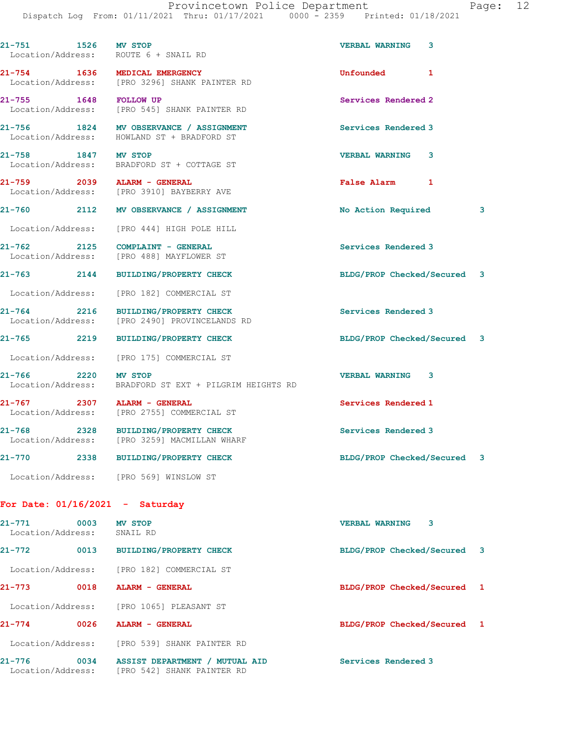21-751 1526 MV STOP VERBAL WARNING 3
Location/Address: ROUTE 6 + SNAIL RD

21-754 1636 MEDICAL EMERGENCY Unfounded 1
Location/Address: [PRO 3296] SHANK PAINTER RD

21-755 1648 FOLLOW UP Services Rendered 2
Location/Address: [PRO 545] SHANK PAINTER RD

21-756 1824 MV OBSERVANCE / ASSIGNMENT Services Rendered 3
Location/Address: HOWLAND ST + BRADFORD ST

21-758 1847 MV STOP VERBAL WARNING 3
Location/Address: BRADFORD ST + COTTAGE ST

21-759 2039 ALARM - GENERAL False Alarm 1
Location/Address: [PRO 3910] BAYBERRY AVE

21-760 2112 MV OBSERVANCE / ASSIGNMENT No Action Required 3
Location/Address: [PRO 444] HIGH POLE HILL

21-762 2125 COMPLAINT - GENERAL Services Rendered 3
Location/Address: [PRO 488] MAYFLOWER ST

21-763 2144 BUILDING/PROPERTY CHECK BLDG/PROP Checked/Secured 3
Location/Address: [PRO 182] COMMERCIAL ST

21-764 2216 BUILDING/PROPERTY CHECK Services Rendered 3
Location/Address: [PRO 2490] PROVINCELANDS RD

21-765 2219 BUILDING/PROPERTY CHECK BLDG/PROP Checked/Secured 3
Location/Address: [PRO 175] COMMERCIAL ST

21-766 2220 MV STOP VERBAL WARNING 3
Location/Address: BRADFORD ST EXT + PILGRIM HEIGHTS RD

21-767 2307 ALARM - GENERAL Services Rendered 1
Location/Address: [PRO 2755] COMMERCIAL ST

21-768 2328 BUILDING/PROPERTY CHECK Services Rendered 3
Location/Address: [PRO 3259] MACMILLAN WHARF

21-770 2338 BUILDING/PROPERTY CHECK BLDG/PROP Checked/Secured 3
Location/Address: [PRO 569] WINSLOW ST

**For Date: 01/16/2021 - Saturday**

21-771 0003 MV STOP VERBAL WARNING 3
Location/Address: SNAIL RD

21-772 0013 BUILDING/PROPERTY CHECK BLDG/PROP Checked/Secured 3
Location/Address: [PRO 182] COMMERCIAL ST

21-773 0018 ALARM - GENERAL BLDG/PROP Checked/Secured 1
Location/Address: [PRO 1065] PLEASANT ST

21-774 0026 ALARM - GENERAL BLDG/PROP Checked/Secured 1
Location/Address: [PRO 539] SHANK PAINTER RD

21-776 0034 ASSIST DEPARTMENT / MUTUAL AID Services Rendered 3
Location/Address: [PRO 542] SHANK PAINTER RD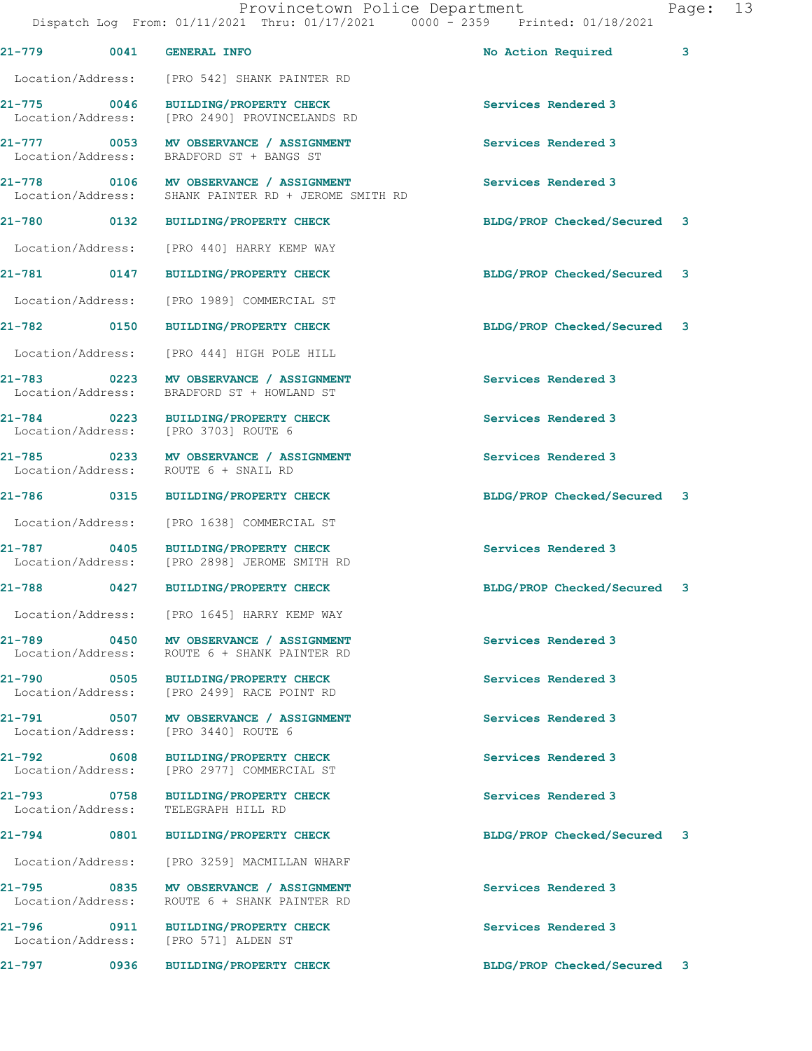| Call # | Time | Call Type | Disposition | Priority |
|---|---|---|---|---|
| 21-779 | 0041 | GENERAL INFO | No Action Required | 3 |
| Location/Address: | [PRO 542] SHANK PAINTER RD | | | |
| 21-775 | 0046 | BUILDING/PROPERTY CHECK | Services Rendered | 3 |
| Location/Address: | [PRO 2490] PROVINCELANDS RD | | | |
| 21-777 | 0053 | MV OBSERVANCE / ASSIGNMENT | Services Rendered | 3 |
| Location/Address: | BRADFORD ST + BANGS ST | | | |
| 21-778 | 0106 | MV OBSERVANCE / ASSIGNMENT | Services Rendered | 3 |
| Location/Address: | SHANK PAINTER RD + JEROME SMITH RD | | | |
| 21-780 | 0132 | BUILDING/PROPERTY CHECK | BLDG/PROP Checked/Secured | 3 |
| Location/Address: | [PRO 440] HARRY KEMP WAY | | | |
| 21-781 | 0147 | BUILDING/PROPERTY CHECK | BLDG/PROP Checked/Secured | 3 |
| Location/Address: | [PRO 1989] COMMERCIAL ST | | | |
| 21-782 | 0150 | BUILDING/PROPERTY CHECK | BLDG/PROP Checked/Secured | 3 |
| Location/Address: | [PRO 444] HIGH POLE HILL | | | |
| 21-783 | 0223 | MV OBSERVANCE / ASSIGNMENT | Services Rendered | 3 |
| Location/Address: | BRADFORD ST + HOWLAND ST | | | |
| 21-784 | 0223 | BUILDING/PROPERTY CHECK | Services Rendered | 3 |
| Location/Address: | [PRO 3703] ROUTE 6 | | | |
| 21-785 | 0233 | MV OBSERVANCE / ASSIGNMENT | Services Rendered | 3 |
| Location/Address: | ROUTE 6 + SNAIL RD | | | |
| 21-786 | 0315 | BUILDING/PROPERTY CHECK | BLDG/PROP Checked/Secured | 3 |
| Location/Address: | [PRO 1638] COMMERCIAL ST | | | |
| 21-787 | 0405 | BUILDING/PROPERTY CHECK | Services Rendered | 3 |
| Location/Address: | [PRO 2898] JEROME SMITH RD | | | |
| 21-788 | 0427 | BUILDING/PROPERTY CHECK | BLDG/PROP Checked/Secured | 3 |
| Location/Address: | [PRO 1645] HARRY KEMP WAY | | | |
| 21-789 | 0450 | MV OBSERVANCE / ASSIGNMENT | Services Rendered | 3 |
| Location/Address: | ROUTE 6 + SHANK PAINTER RD | | | |
| 21-790 | 0505 | BUILDING/PROPERTY CHECK | Services Rendered | 3 |
| Location/Address: | [PRO 2499] RACE POINT RD | | | |
| 21-791 | 0507 | MV OBSERVANCE / ASSIGNMENT | Services Rendered | 3 |
| Location/Address: | [PRO 3440] ROUTE 6 | | | |
| 21-792 | 0608 | BUILDING/PROPERTY CHECK | Services Rendered | 3 |
| Location/Address: | [PRO 2977] COMMERCIAL ST | | | |
| 21-793 | 0758 | BUILDING/PROPERTY CHECK | Services Rendered | 3 |
| Location/Address: | TELEGRAPH HILL RD | | | |
| 21-794 | 0801 | BUILDING/PROPERTY CHECK | BLDG/PROP Checked/Secured | 3 |
| Location/Address: | [PRO 3259] MACMILLAN WHARF | | | |
| 21-795 | 0835 | MV OBSERVANCE / ASSIGNMENT | Services Rendered | 3 |
| Location/Address: | ROUTE 6 + SHANK PAINTER RD | | | |
| 21-796 | 0911 | BUILDING/PROPERTY CHECK | Services Rendered | 3 |
| Location/Address: | [PRO 571] ALDEN ST | | | |
| 21-797 | 0936 | BUILDING/PROPERTY CHECK | BLDG/PROP Checked/Secured | 3 |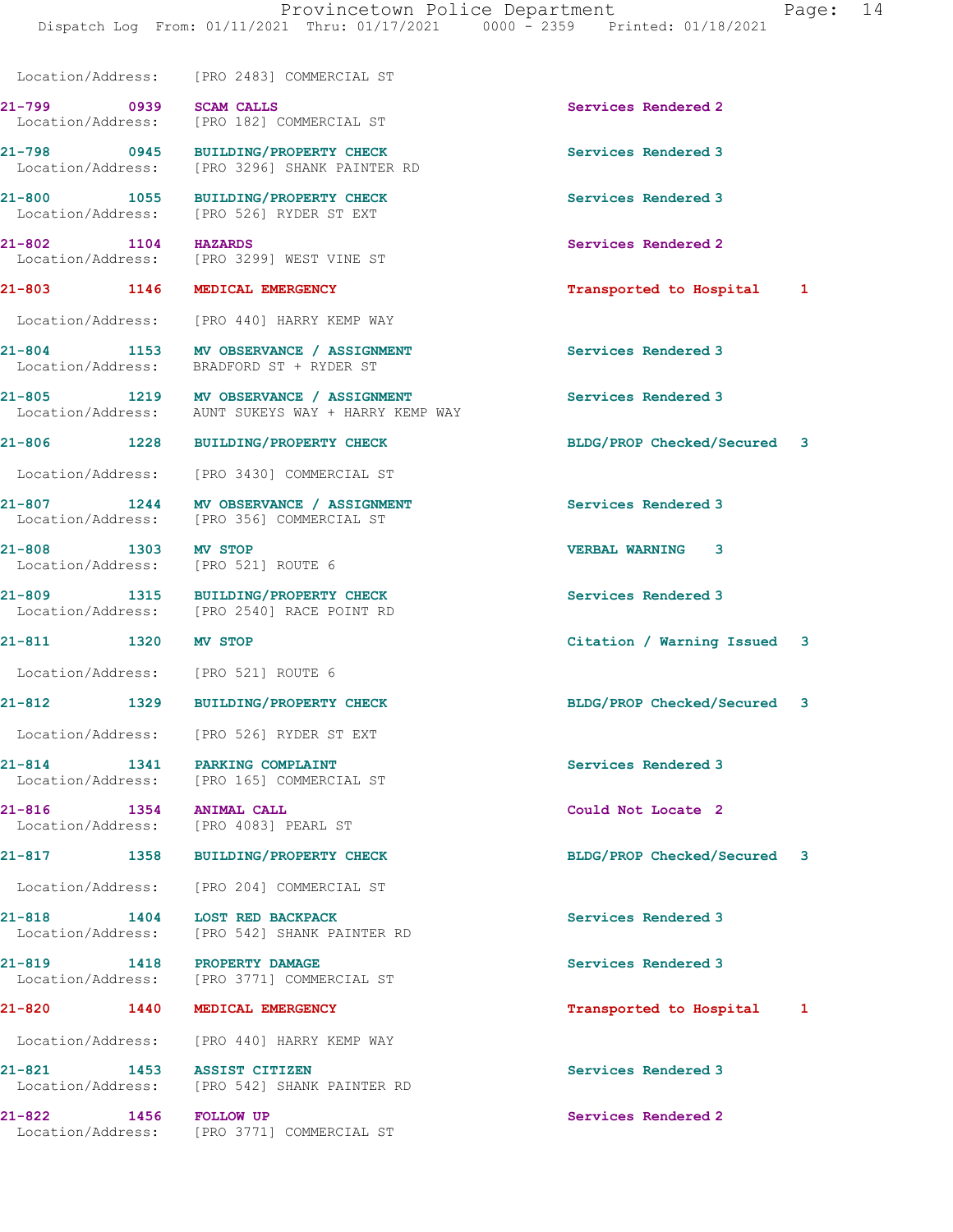Location/Address: [PRO 2483] COMMERCIAL ST

| Call | Time | Type | Disposition |
|---|---|---|---|
| 21-799 | 0939 | SCAM CALLS | Services Rendered 2 |
| | | Location/Address: [PRO 182] COMMERCIAL ST | |
| 21-798 | 0945 | BUILDING/PROPERTY CHECK | Services Rendered 3 |
| | | Location/Address: [PRO 3296] SHANK PAINTER RD | |
| 21-800 | 1055 | BUILDING/PROPERTY CHECK | Services Rendered 3 |
| | | Location/Address: [PRO 526] RYDER ST EXT | |
| 21-802 | 1104 | HAZARDS | Services Rendered 2 |
| | | Location/Address: [PRO 3299] WEST VINE ST | |
| 21-803 | 1146 | MEDICAL EMERGENCY | Transported to Hospital 1 |
| | | Location/Address: [PRO 440] HARRY KEMP WAY | |
| 21-804 | 1153 | MV OBSERVANCE / ASSIGNMENT | Services Rendered 3 |
| | | Location/Address: BRADFORD ST + RYDER ST | |
| 21-805 | 1219 | MV OBSERVANCE / ASSIGNMENT | Services Rendered 3 |
| | | Location/Address: AUNT SUKEYS WAY + HARRY KEMP WAY | |
| 21-806 | 1228 | BUILDING/PROPERTY CHECK | BLDG/PROP Checked/Secured 3 |
| | | Location/Address: [PRO 3430] COMMERCIAL ST | |
| 21-807 | 1244 | MV OBSERVANCE / ASSIGNMENT | Services Rendered 3 |
| | | Location/Address: [PRO 356] COMMERCIAL ST | |
| 21-808 | 1303 | MV STOP | VERBAL WARNING 3 |
| | | Location/Address: [PRO 521] ROUTE 6 | |
| 21-809 | 1315 | BUILDING/PROPERTY CHECK | Services Rendered 3 |
| | | Location/Address: [PRO 2540] RACE POINT RD | |
| 21-811 | 1320 | MV STOP | Citation / Warning Issued 3 |
| | | Location/Address: [PRO 521] ROUTE 6 | |
| 21-812 | 1329 | BUILDING/PROPERTY CHECK | BLDG/PROP Checked/Secured 3 |
| | | Location/Address: [PRO 526] RYDER ST EXT | |
| 21-814 | 1341 | PARKING COMPLAINT | Services Rendered 3 |
| | | Location/Address: [PRO 165] COMMERCIAL ST | |
| 21-816 | 1354 | ANIMAL CALL | Could Not Locate 2 |
| | | Location/Address: [PRO 4083] PEARL ST | |
| 21-817 | 1358 | BUILDING/PROPERTY CHECK | BLDG/PROP Checked/Secured 3 |
| | | Location/Address: [PRO 204] COMMERCIAL ST | |
| 21-818 | 1404 | LOST RED BACKPACK | Services Rendered 3 |
| | | Location/Address: [PRO 542] SHANK PAINTER RD | |
| 21-819 | 1418 | PROPERTY DAMAGE | Services Rendered 3 |
| | | Location/Address: [PRO 3771] COMMERCIAL ST | |
| 21-820 | 1440 | MEDICAL EMERGENCY | Transported to Hospital 1 |
| | | Location/Address: [PRO 440] HARRY KEMP WAY | |
| 21-821 | 1453 | ASSIST CITIZEN | Services Rendered 3 |
| | | Location/Address: [PRO 542] SHANK PAINTER RD | |
| 21-822 | 1456 | FOLLOW UP | Services Rendered 2 |
| | | Location/Address: [PRO 3771] COMMERCIAL ST | |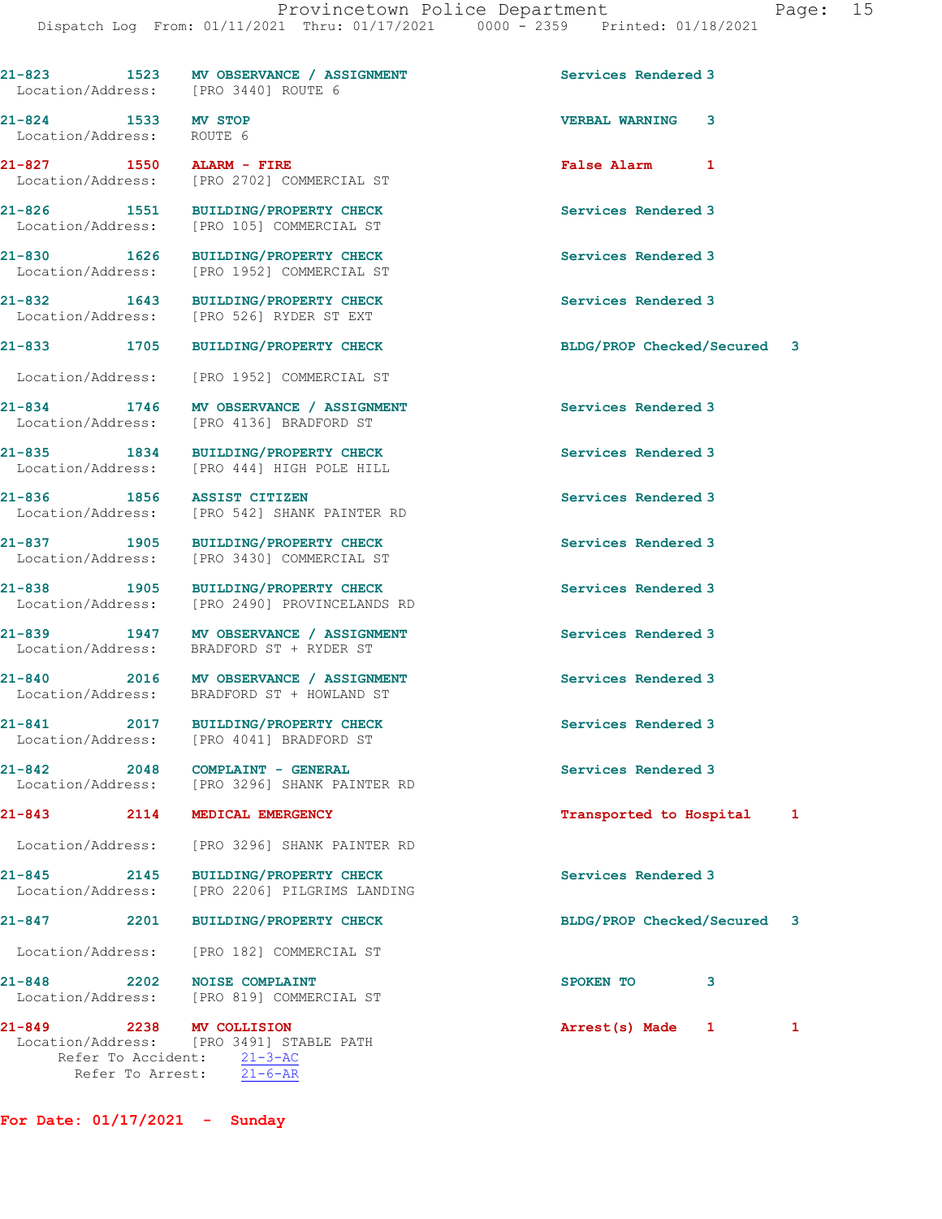21-823 1523 MV OBSERVANCE / ASSIGNMENT Services Rendered 3
Location/Address: [PRO 3440] ROUTE 6

21-824 1533 MV STOP VERBAL WARNING 3
Location/Address: ROUTE 6

21-827 1550 ALARM - FIRE False Alarm 1
Location/Address: [PRO 2702] COMMERCIAL ST

21-826 1551 BUILDING/PROPERTY CHECK Services Rendered 3
Location/Address: [PRO 105] COMMERCIAL ST

21-830 1626 BUILDING/PROPERTY CHECK Services Rendered 3
Location/Address: [PRO 1952] COMMERCIAL ST

21-832 1643 BUILDING/PROPERTY CHECK Services Rendered 3
Location/Address: [PRO 526] RYDER ST EXT

21-833 1705 BUILDING/PROPERTY CHECK BLDG/PROP Checked/Secured 3
Location/Address: [PRO 1952] COMMERCIAL ST

21-834 1746 MV OBSERVANCE / ASSIGNMENT Services Rendered 3
Location/Address: [PRO 4136] BRADFORD ST

21-835 1834 BUILDING/PROPERTY CHECK Services Rendered 3
Location/Address: [PRO 444] HIGH POLE HILL

21-836 1856 ASSIST CITIZEN Services Rendered 3
Location/Address: [PRO 542] SHANK PAINTER RD

21-837 1905 BUILDING/PROPERTY CHECK Services Rendered 3
Location/Address: [PRO 3430] COMMERCIAL ST

21-838 1905 BUILDING/PROPERTY CHECK Services Rendered 3
Location/Address: [PRO 2490] PROVINCELANDS RD

21-839 1947 MV OBSERVANCE / ASSIGNMENT Services Rendered 3
Location/Address: BRADFORD ST + RYDER ST

21-840 2016 MV OBSERVANCE / ASSIGNMENT Services Rendered 3
Location/Address: BRADFORD ST + HOWLAND ST

21-841 2017 BUILDING/PROPERTY CHECK Services Rendered 3
Location/Address: [PRO 4041] BRADFORD ST

21-842 2048 COMPLAINT - GENERAL Services Rendered 3
Location/Address: [PRO 3296] SHANK PAINTER RD

21-843 2114 MEDICAL EMERGENCY Transported to Hospital 1
Location/Address: [PRO 3296] SHANK PAINTER RD

21-845 2145 BUILDING/PROPERTY CHECK Services Rendered 3
Location/Address: [PRO 2206] PILGRIMS LANDING

21-847 2201 BUILDING/PROPERTY CHECK BLDG/PROP Checked/Secured 3
Location/Address: [PRO 182] COMMERCIAL ST

21-848 2202 NOISE COMPLAINT SPOKEN TO 3
Location/Address: [PRO 819] COMMERCIAL ST

21-849 2238 MV COLLISION Arrest(s) Made 1 1
Location/Address: [PRO 3491] STABLE PATH
Refer To Accident: 21-3-AC
Refer To Arrest: 21-6-AR

**For Date: 01/17/2021 - Sunday**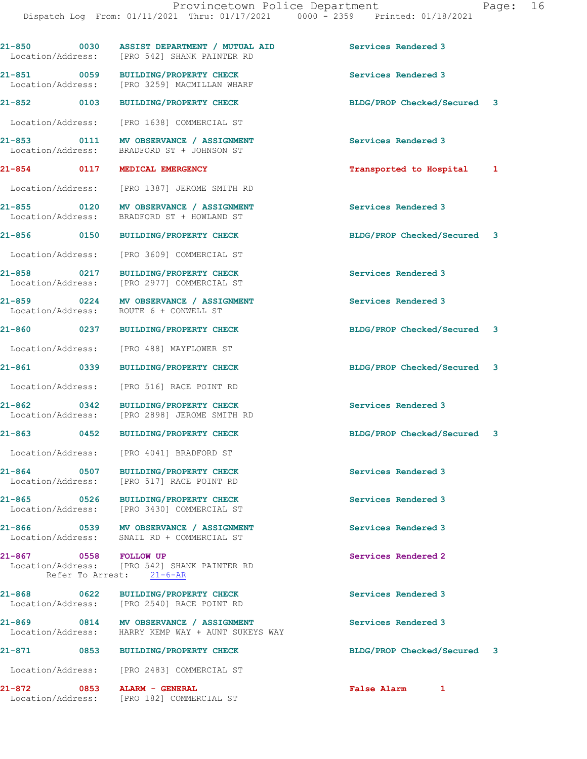21-850 0030 ASSIST DEPARTMENT / MUTUAL AID Services Rendered 3
Location/Address: [PRO 542] SHANK PAINTER RD

21-851 0059 BUILDING/PROPERTY CHECK Services Rendered 3
Location/Address: [PRO 3259] MACMILLAN WHARF

21-852 0103 BUILDING/PROPERTY CHECK BLDG/PROP Checked/Secured 3
Location/Address: [PRO 1638] COMMERCIAL ST

21-853 0111 MV OBSERVANCE / ASSIGNMENT Services Rendered 3
Location/Address: BRADFORD ST + JOHNSON ST

21-854 0117 MEDICAL EMERGENCY Transported to Hospital 1
Location/Address: [PRO 1387] JEROME SMITH RD

21-855 0120 MV OBSERVANCE / ASSIGNMENT Services Rendered 3
Location/Address: BRADFORD ST + HOWLAND ST

21-856 0150 BUILDING/PROPERTY CHECK BLDG/PROP Checked/Secured 3
Location/Address: [PRO 3609] COMMERCIAL ST

21-858 0217 BUILDING/PROPERTY CHECK Services Rendered 3
Location/Address: [PRO 2977] COMMERCIAL ST

21-859 0224 MV OBSERVANCE / ASSIGNMENT Services Rendered 3
Location/Address: ROUTE 6 + CONWELL ST

21-860 0237 BUILDING/PROPERTY CHECK BLDG/PROP Checked/Secured 3
Location/Address: [PRO 488] MAYFLOWER ST

21-861 0339 BUILDING/PROPERTY CHECK BLDG/PROP Checked/Secured 3
Location/Address: [PRO 516] RACE POINT RD

21-862 0342 BUILDING/PROPERTY CHECK Services Rendered 3
Location/Address: [PRO 2898] JEROME SMITH RD

21-863 0452 BUILDING/PROPERTY CHECK BLDG/PROP Checked/Secured 3
Location/Address: [PRO 4041] BRADFORD ST

21-864 0507 BUILDING/PROPERTY CHECK Services Rendered 3
Location/Address: [PRO 517] RACE POINT RD

21-865 0526 BUILDING/PROPERTY CHECK Services Rendered 3
Location/Address: [PRO 3430] COMMERCIAL ST

21-866 0539 MV OBSERVANCE / ASSIGNMENT Services Rendered 3
Location/Address: SNAIL RD + COMMERCIAL ST

21-867 0558 FOLLOW UP Services Rendered 2
Location/Address: [PRO 542] SHANK PAINTER RD
Refer To Arrest: 21-6-AR

21-868 0622 BUILDING/PROPERTY CHECK Services Rendered 3
Location/Address: [PRO 2540] RACE POINT RD

21-869 0814 MV OBSERVANCE / ASSIGNMENT Services Rendered 3
Location/Address: HARRY KEMP WAY + AUNT SUKEYS WAY

21-871 0853 BUILDING/PROPERTY CHECK BLDG/PROP Checked/Secured 3
Location/Address: [PRO 2483] COMMERCIAL ST

21-872 0853 ALARM - GENERAL False Alarm 1
Location/Address: [PRO 182] COMMERCIAL ST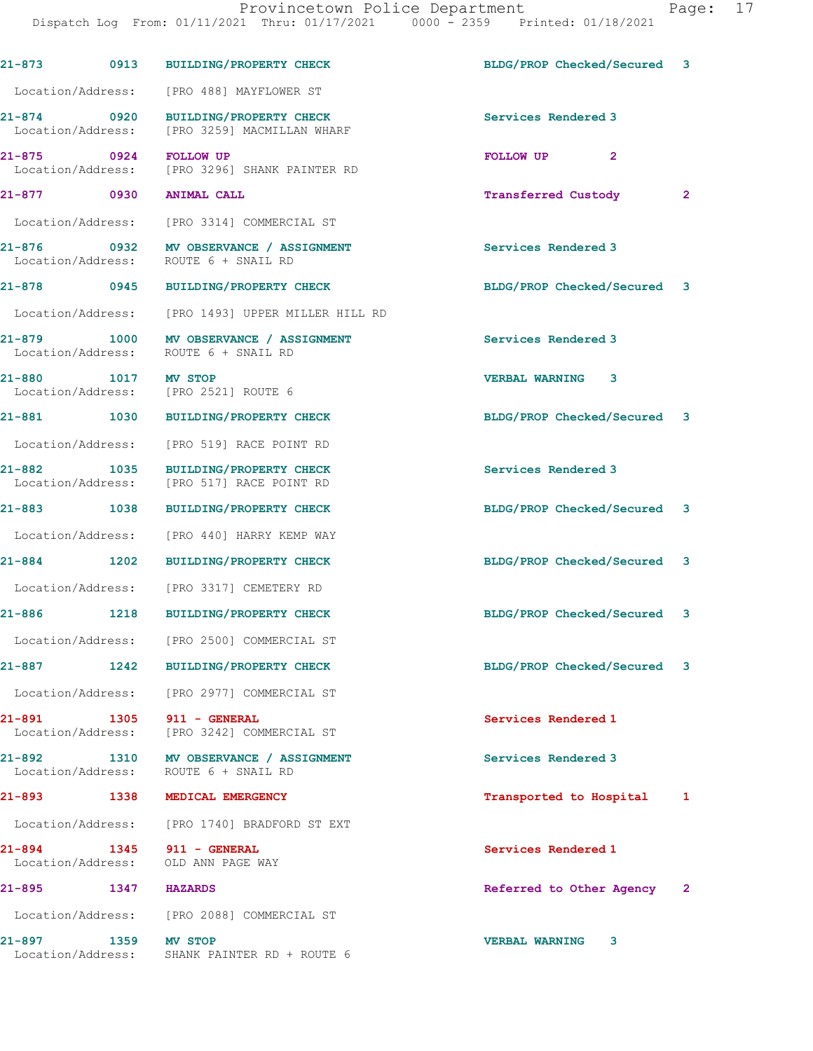| Call No. | Time | Call Reason | Action | Priority |
|---|---|---|---|---|
| 21-873 | 0913 | BUILDING/PROPERTY CHECK | BLDG/PROP Checked/Secured | 3 |
| Location/Address: | | [PRO 488] MAYFLOWER ST | | |
| 21-874 | 0920 | BUILDING/PROPERTY CHECK | Services Rendered | 3 |
| Location/Address: | | [PRO 3259] MACMILLAN WHARF | | |
| 21-875 | 0924 | FOLLOW UP | FOLLOW UP | 2 |
| Location/Address: | | [PRO 3296] SHANK PAINTER RD | | |
| 21-877 | 0930 | ANIMAL CALL | Transferred Custody | 2 |
| Location/Address: | | [PRO 3314] COMMERCIAL ST | | |
| 21-876 | 0932 | MV OBSERVANCE / ASSIGNMENT | Services Rendered | 3 |
| Location/Address: | | ROUTE 6 + SNAIL RD | | |
| 21-878 | 0945 | BUILDING/PROPERTY CHECK | BLDG/PROP Checked/Secured | 3 |
| Location/Address: | | [PRO 1493] UPPER MILLER HILL RD | | |
| 21-879 | 1000 | MV OBSERVANCE / ASSIGNMENT | Services Rendered | 3 |
| Location/Address: | | ROUTE 6 + SNAIL RD | | |
| 21-880 | 1017 | MV STOP | VERBAL WARNING | 3 |
| Location/Address: | | [PRO 2521] ROUTE 6 | | |
| 21-881 | 1030 | BUILDING/PROPERTY CHECK | BLDG/PROP Checked/Secured | 3 |
| Location/Address: | | [PRO 519] RACE POINT RD | | |
| 21-882 | 1035 | BUILDING/PROPERTY CHECK | Services Rendered | 3 |
| Location/Address: | | [PRO 517] RACE POINT RD | | |
| 21-883 | 1038 | BUILDING/PROPERTY CHECK | BLDG/PROP Checked/Secured | 3 |
| Location/Address: | | [PRO 440] HARRY KEMP WAY | | |
| 21-884 | 1202 | BUILDING/PROPERTY CHECK | BLDG/PROP Checked/Secured | 3 |
| Location/Address: | | [PRO 3317] CEMETERY RD | | |
| 21-886 | 1218 | BUILDING/PROPERTY CHECK | BLDG/PROP Checked/Secured | 3 |
| Location/Address: | | [PRO 2500] COMMERCIAL ST | | |
| 21-887 | 1242 | BUILDING/PROPERTY CHECK | BLDG/PROP Checked/Secured | 3 |
| Location/Address: | | [PRO 2977] COMMERCIAL ST | | |
| 21-891 | 1305 | 911 - GENERAL | Services Rendered | 1 |
| Location/Address: | | [PRO 3242] COMMERCIAL ST | | |
| 21-892 | 1310 | MV OBSERVANCE / ASSIGNMENT | Services Rendered | 3 |
| Location/Address: | | ROUTE 6 + SNAIL RD | | |
| 21-893 | 1338 | MEDICAL EMERGENCY | Transported to Hospital | 1 |
| Location/Address: | | [PRO 1740] BRADFORD ST EXT | | |
| 21-894 | 1345 | 911 - GENERAL | Services Rendered | 1 |
| Location/Address: | | OLD ANN PAGE WAY | | |
| 21-895 | 1347 | HAZARDS | Referred to Other Agency | 2 |
| Location/Address: | | [PRO 2088] COMMERCIAL ST | | |
| 21-897 | 1359 | MV STOP | VERBAL WARNING | 3 |
| Location/Address: | | SHANK PAINTER RD + ROUTE 6 | | |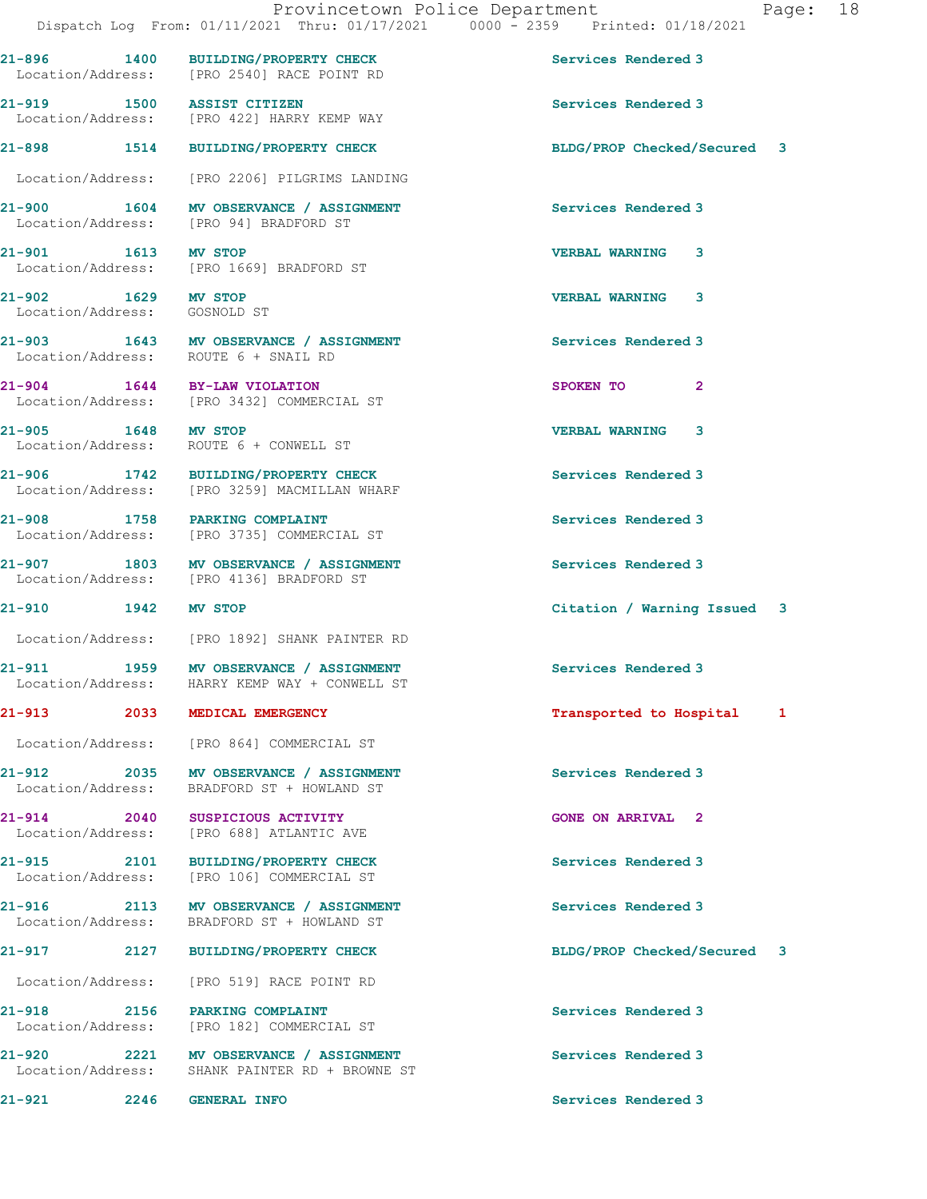21-896 1400 BUILDING/PROPERTY CHECK Services Rendered 3
Location/Address: [PRO 2540] RACE POINT RD

21-919 1500 ASSIST CITIZEN Services Rendered 3
Location/Address: [PRO 422] HARRY KEMP WAY

21-898 1514 BUILDING/PROPERTY CHECK BLDG/PROP Checked/Secured 3
Location/Address: [PRO 2206] PILGRIMS LANDING

21-900 1604 MV OBSERVANCE / ASSIGNMENT Services Rendered 3
Location/Address: [PRO 94] BRADFORD ST

21-901 1613 MV STOP VERBAL WARNING 3
Location/Address: [PRO 1669] BRADFORD ST

21-902 1629 MV STOP VERBAL WARNING 3
Location/Address: GOSNOLD ST

21-903 1643 MV OBSERVANCE / ASSIGNMENT Services Rendered 3
Location/Address: ROUTE 6 + SNAIL RD

21-904 1644 BY-LAW VIOLATION SPOKEN TO 2
Location/Address: [PRO 3432] COMMERCIAL ST

21-905 1648 MV STOP VERBAL WARNING 3
Location/Address: ROUTE 6 + CONWELL ST

21-906 1742 BUILDING/PROPERTY CHECK Services Rendered 3
Location/Address: [PRO 3259] MACMILLAN WHARF

21-908 1758 PARKING COMPLAINT Services Rendered 3
Location/Address: [PRO 3735] COMMERCIAL ST

21-907 1803 MV OBSERVANCE / ASSIGNMENT Services Rendered 3
Location/Address: [PRO 4136] BRADFORD ST

21-910 1942 MV STOP Citation / Warning Issued 3
Location/Address: [PRO 1892] SHANK PAINTER RD

21-911 1959 MV OBSERVANCE / ASSIGNMENT Services Rendered 3
Location/Address: HARRY KEMP WAY + CONWELL ST

21-913 2033 MEDICAL EMERGENCY Transported to Hospital 1
Location/Address: [PRO 864] COMMERCIAL ST

21-912 2035 MV OBSERVANCE / ASSIGNMENT Services Rendered 3
Location/Address: BRADFORD ST + HOWLAND ST

21-914 2040 SUSPICIOUS ACTIVITY GONE ON ARRIVAL 2
Location/Address: [PRO 688] ATLANTIC AVE

21-915 2101 BUILDING/PROPERTY CHECK Services Rendered 3
Location/Address: [PRO 106] COMMERCIAL ST

21-916 2113 MV OBSERVANCE / ASSIGNMENT Services Rendered 3
Location/Address: BRADFORD ST + HOWLAND ST

21-917 2127 BUILDING/PROPERTY CHECK BLDG/PROP Checked/Secured 3
Location/Address: [PRO 519] RACE POINT RD

21-918 2156 PARKING COMPLAINT Services Rendered 3
Location/Address: [PRO 182] COMMERCIAL ST

21-920 2221 MV OBSERVANCE / ASSIGNMENT Services Rendered 3
Location/Address: SHANK PAINTER RD + BROWNE ST

21-921 2246 GENERAL INFO Services Rendered 3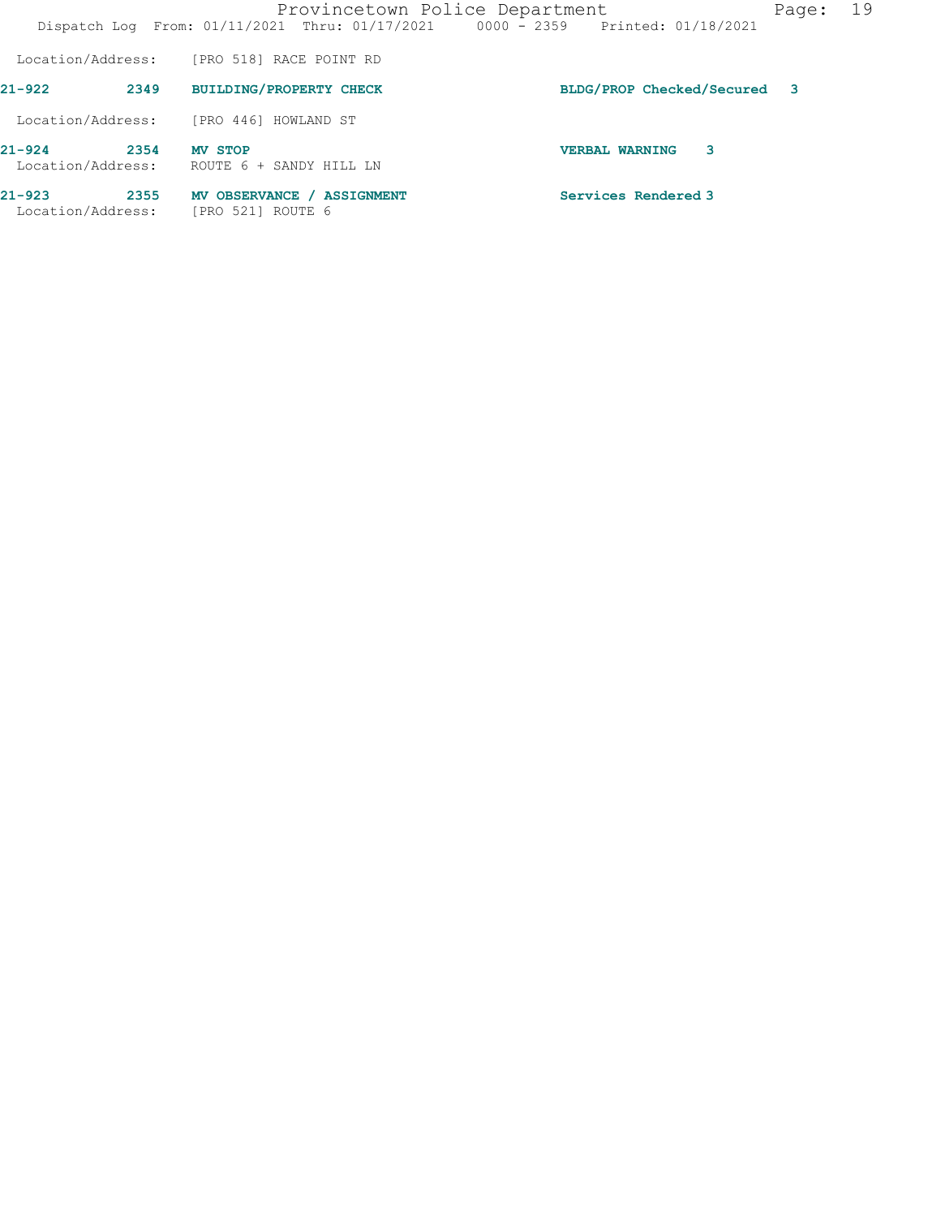Location/Address: [PRO 518] RACE POINT RD

**21-922 2349 BUILDING/PROPERTY CHECK** **BLDG/PROP Checked/Secured 3**

Location/Address: [PRO 446] HOWLAND ST

**21-924 2354 MV STOP** **VERBAL WARNING 3**

Location/Address: ROUTE 6 + SANDY HILL LN

**21-923 2355 MV OBSERVANCE / ASSIGNMENT** **Services Rendered 3**

Location/Address: [PRO 521] ROUTE 6